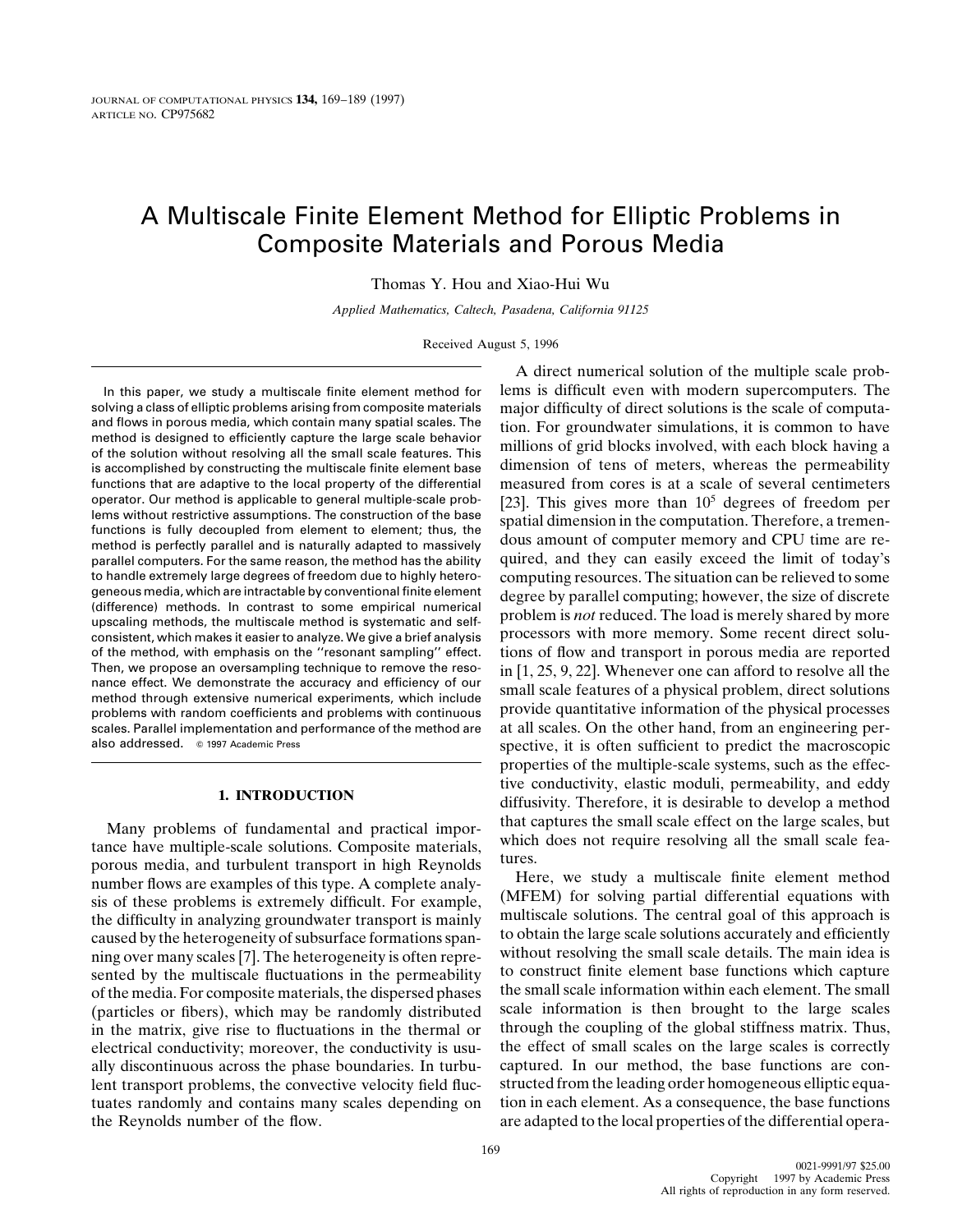# A Multiscale Finite Element Method for Elliptic Problems in Composite Materials and Porous Media

Thomas Y. Hou and Xiao-Hui Wu

*Applied Mathematics, Caltech, Pasadena, California 91125*

Received August 5, 1996

In this paper, we study a multiscale finite element method for solving a class of elliptic problems arising from composite materials and flows in porous media, which contain many spatial scales. The method is designed to efficiently capture the large scale behavior of the solution without resolving all the small scale features. This is accomplished by constructing the multiscale finite element base functions that are adaptive to the local property of the differential operator. Our method is applicable to general multiple-scale problems without restrictive assumptions. The construction of the base functions is fully decoupled from element to element; thus, the method is perfectly parallel and is naturally adapted to massively parallel computers. For the same reason, the method has the ability to handle extremely large degrees of freedom due to highly heterogeneous media, which are intractable by conventional finite element (difference) methods. In contrast to some empirical numerical upscaling methods, the multiscale method is systematic and self-consistent, which makes it easier to analyze. We give a brief analysis of the method, with emphasis on the ''resonant sampling'' effect. Then, we propose an oversampling technique to remove the resonance effect. We demonstrate the accuracy and efficiency of our method through extensive numerical experiments, which include problems with random coefficients and problems with continuous scales. Parallel implementation and performance of the method are also addressed. © 1997 Academic Press

## 1. INTRODUCTION

Many problems of fundamental and practical importance have multiple-scale solutions. Composite materials, porous media, and turbulent transport in high Reynolds number flows are examples of this type. A complete analysis of these problems is extremely difficult. For example, the difficulty in analyzing groundwater transport is mainly caused by the heterogeneity of subsurface formations spanning over many scales [7]. The heterogeneity is often represented by the multiscale fluctuations in the permeability of the media. For composite materials, the dispersed phases (particles or fibers), which may be randomly distributed in the matrix, give rise to fluctuations in the thermal or electrical conductivity; moreover, the conductivity is usually discontinuous across the phase boundaries. In turbulent transport problems, the convective velocity field fluctuates randomly and contains many scales depending on the Reynolds number of the flow.

A direct numerical solution of the multiple scale problems is difficult even with modern supercomputers. The major difficulty of direct solutions is the scale of computation. For groundwater simulations, it is common to have millions of grid blocks involved, with each block having a dimension of tens of meters, whereas the permeability measured from cores is at a scale of several centimeters [23]. This gives more than $10^5$ degrees of freedom per spatial dimension in the computation. Therefore, a tremendous amount of computer memory and CPU time are required, and they can easily exceed the limit of today's computing resources. The situation can be relieved to some degree by parallel computing; however, the size of discrete problem is *not* reduced. The load is merely shared by more processors with more memory. Some recent direct solutions of flow and transport in porous media are reported in [1, 25, 9, 22]. Whenever one can afford to resolve all the small scale features of a physical problem, direct solutions provide quantitative information of the physical processes at all scales. On the other hand, from an engineering perspective, it is often sufficient to predict the macroscopic properties of the multiple-scale systems, such as the effective conductivity, elastic moduli, permeability, and eddy diffusivity. Therefore, it is desirable to develop a method that captures the small scale effect on the large scales, but which does not require resolving all the small scale features.

Here, we study a multiscale finite element method (MFEM) for solving partial differential equations with multiscale solutions. The central goal of this approach is to obtain the large scale solutions accurately and efficiently without resolving the small scale details. The main idea is to construct finite element base functions which capture the small scale information within each element. The small scale information is then brought to the large scales through the coupling of the global stiffness matrix. Thus, the effect of small scales on the large scales is correctly captured. In our method, the base functions are constructed from the leading order homogeneous elliptic equation in each element. As a consequence, the base functions are adapted to the local properties of the differential opera-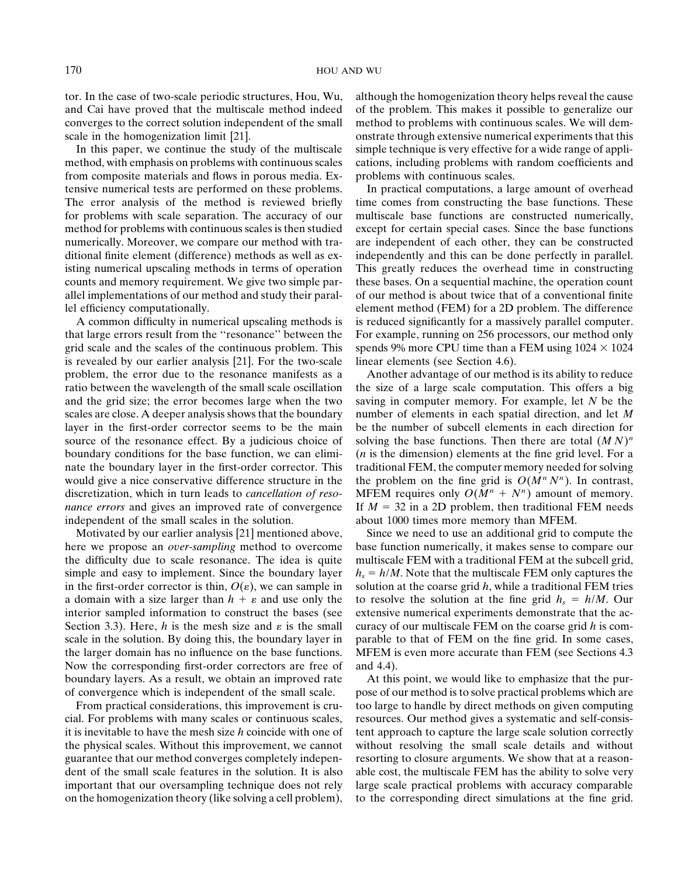tor. In the case of two-scale periodic structures, Hou, Wu, and Cai have proved that the multiscale method indeed converges to the correct solution independent of the small scale in the homogenization limit [21].

In this paper, we continue the study of the multiscale method, with emphasis on problems with continuous scales from composite materials and flows in porous media. Extensive numerical tests are performed on these problems. The error analysis of the method is reviewed briefly for problems with scale separation. The accuracy of our method for problems with continuous scales is then studied numerically. Moreover, we compare our method with traditional finite element (difference) methods as well as existing numerical upscaling methods in terms of operation counts and memory requirement. We give two simple parallel implementations of our method and study their parallel efficiency computationally.

A common difficulty in numerical upscaling methods is that large errors result from the "resonance" between the grid scale and the scales of the continuous problem. This is revealed by our earlier analysis [21]. For the two-scale problem, the error due to the resonance manifests as a ratio between the wavelength of the small scale oscillation and the grid size; the error becomes large when the two scales are close. A deeper analysis shows that the boundary layer in the first-order corrector seems to be the main source of the resonance effect. By a judicious choice of boundary conditions for the base function, we can eliminate the boundary layer in the first-order corrector. This would give a nice conservative difference structure in the discretization, which in turn leads to *cancellation of resonance errors* and gives an improved rate of convergence independent of the small scales in the solution.

Motivated by our earlier analysis [21] mentioned above, here we propose an *over-sampling* method to overcome the difficulty due to scale resonance. The idea is quite simple and easy to implement. Since the boundary layer in the first-order corrector is thin, $O(\varepsilon)$, we can sample in a domain with a size larger than $h + \varepsilon$ and use only the interior sampled information to construct the bases (see Section 3.3). Here, $h$ is the mesh size and $\varepsilon$ is the small scale in the solution. By doing this, the boundary layer in the larger domain has no influence on the base functions. Now the corresponding first-order correctors are free of boundary layers. As a result, we obtain an improved rate of convergence which is independent of the small scale.

From practical considerations, this improvement is crucial. For problems with many scales or continuous scales, it is inevitable to have the mesh size $h$ coincide with one of the physical scales. Without this improvement, we cannot guarantee that our method converges completely independent of the small scale features in the solution. It is also important that our oversampling technique does not rely on the homogenization theory (like solving a cell problem), although the homogenization theory helps reveal the cause of the problem. This makes it possible to generalize our method to problems with continuous scales. We will demonstrate through extensive numerical experiments that this simple technique is very effective for a wide range of applications, including problems with random coefficients and problems with continuous scales.

In practical computations, a large amount of overhead time comes from constructing the base functions. These multiscale base functions are constructed numerically, except for certain special cases. Since the base functions are independent of each other, they can be constructed independently and this can be done perfectly in parallel. This greatly reduces the overhead time in constructing these bases. On a sequential machine, the operation count of our method is about twice that of a conventional finite element method (FEM) for a 2D problem. The difference is reduced significantly for a massively parallel computer. For example, running on 256 processors, our method only spends 9% more CPU time than a FEM using $1024 \times 1024$ linear elements (see Section 4.6).

Another advantage of our method is its ability to reduce the size of a large scale computation. This offers a big saving in computer memory. For example, let $N$ be the number of elements in each spatial direction, and let $M$ be the number of subcell elements in each direction for solving the base functions. Then there are total $(MN)^n$ ($n$ is the dimension) elements at the fine grid level. For a traditional FEM, the computer memory needed for solving the problem on the fine grid is $O(M^n N^n)$. In contrast, MFEM requires only $O(M^n + N^n)$ amount of memory. If $M = 32$ in a 2D problem, then traditional FEM needs about 1000 times more memory than MFEM.

Since we need to use an additional grid to compute the base function numerically, it makes sense to compare our multiscale FEM with a traditional FEM at the subcell grid, $h_s = h/M$. Note that the multiscale FEM only captures the solution at the coarse grid $h$, while a traditional FEM tries to resolve the solution at the fine grid $h_s = h/M$. Our extensive numerical experiments demonstrate that the accuracy of our multiscale FEM on the coarse grid $h$ is comparable to that of FEM on the fine grid. In some cases, MFEM is even more accurate than FEM (see Sections 4.3 and 4.4).

At this point, we would like to emphasize that the purpose of our method is to solve practical problems which are too large to handle by direct methods on given computing resources. Our method gives a systematic and self-consistent approach to capture the large scale solution correctly without resolving the small scale details and without resorting to closure arguments. We show that at a reasonable cost, the multiscale FEM has the ability to solve very large scale practical problems with accuracy comparable to the corresponding direct simulations at the fine grid.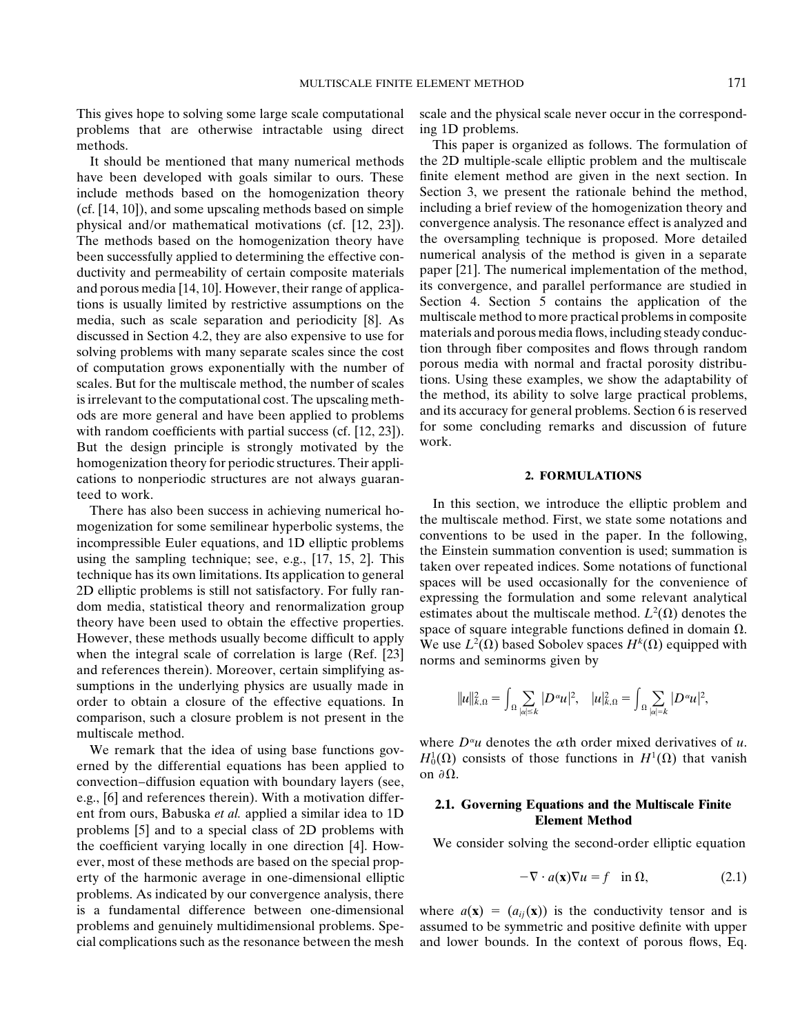This gives hope to solving some large scale computational problems that are otherwise intractable using direct methods.

It should be mentioned that many numerical methods have been developed with goals similar to ours. These include methods based on the homogenization theory (cf. [14, 10]), and some upscaling methods based on simple physical and/or mathematical motivations (cf. [12, 23]). The methods based on the homogenization theory have been successfully applied to determining the effective conductivity and permeability of certain composite materials and porous media [14, 10]. However, their range of applications is usually limited by restrictive assumptions on the media, such as scale separation and periodicity [8]. As discussed in Section 4.2, they are also expensive to use for solving problems with many separate scales since the cost of computation grows exponentially with the number of scales. But for the multiscale method, the number of scales is irrelevant to the computational cost. The upscaling methods are more general and have been applied to problems with random coefficients with partial success (cf. [12, 23]). But the design principle is strongly motivated by the homogenization theory for periodic structures. Their applications to nonperiodic structures are not always guaranteed to work.

There has also been success in achieving numerical homogenization for some semilinear hyperbolic systems, the incompressible Euler equations, and 1D elliptic problems using the sampling technique; see, e.g., [17, 15, 2]. This technique has its own limitations. Its application to general 2D elliptic problems is still not satisfactory. For fully random media, statistical theory and renormalization group theory have been used to obtain the effective properties. However, these methods usually become difficult to apply when the integral scale of correlation is large (Ref. [23] and references therein). Moreover, certain simplifying assumptions in the underlying physics are usually made in order to obtain a closure of the effective equations. In comparison, such a closure problem is not present in the multiscale method.

We remark that the idea of using base functions governed by the differential equations has been applied to convection–diffusion equation with boundary layers (see, e.g., [6] and references therein). With a motivation different from ours, Babuska *et al.* applied a similar idea to 1D problems [5] and to a special class of 2D problems with the coefficient varying locally in one direction [4]. However, most of these methods are based on the special property of the harmonic average in one-dimensional elliptic problems. As indicated by our convergence analysis, there is a fundamental difference between one-dimensional problems and genuinely multidimensional problems. Special complications such as the resonance between the mesh scale and the physical scale never occur in the corresponding 1D problems.

This paper is organized as follows. The formulation of the 2D multiple-scale elliptic problem and the multiscale finite element method are given in the next section. In Section 3, we present the rationale behind the method, including a brief review of the homogenization theory and convergence analysis. The resonance effect is analyzed and the oversampling technique is proposed. More detailed numerical analysis of the method is given in a separate paper [21]. The numerical implementation of the method, its convergence, and parallel performance are studied in Section 4. Section 5 contains the application of the multiscale method to more practical problems in composite materials and porous media flows, including steady conduction through fiber composites and flows through random porous media with normal and fractal porosity distributions. Using these examples, we show the adaptability of the method, its ability to solve large practical problems, and its accuracy for general problems. Section 6 is reserved for some concluding remarks and discussion of future work.

## 2. FORMULATIONS

In this section, we introduce the elliptic problem and the multiscale method. First, we state some notations and conventions to be used in the paper. In the following, the Einstein summation convention is used; summation is taken over repeated indices. Some notations of functional spaces will be used occasionally for the convenience of expressing the formulation and some relevant analytical estimates about the multiscale method. $L^2(\Omega)$ denotes the space of square integrable functions defined in domain $\Omega$. We use $L^2(\Omega)$ based Sobolev spaces $H^k(\Omega)$ equipped with norms and seminorms given by

$$\|u\|_{k,\Omega}^2 = \int_\Omega \sum_{|\alpha|\le k} |D^\alpha u|^2, \quad |u|_{k,\Omega}^2 = \int_\Omega \sum_{|\alpha|=k} |D^\alpha u|^2,$$

where $D^\alpha u$ denotes the $\alpha$th order mixed derivatives of $u$. $H_0^1(\Omega)$ consists of those functions in $H^1(\Omega)$ that vanish on $\partial\Omega$.

### 2.1. Governing Equations and the Multiscale Finite Element Method

We consider solving the second-order elliptic equation

$$-\nabla \cdot a(\mathbf{x})\nabla u = f \quad \text{in } \Omega, \tag{2.1}$$

where $a(\mathbf{x}) = (a_{ij}(\mathbf{x}))$ is the conductivity tensor and is assumed to be symmetric and positive definite with upper and lower bounds. In the context of porous flows, Eq.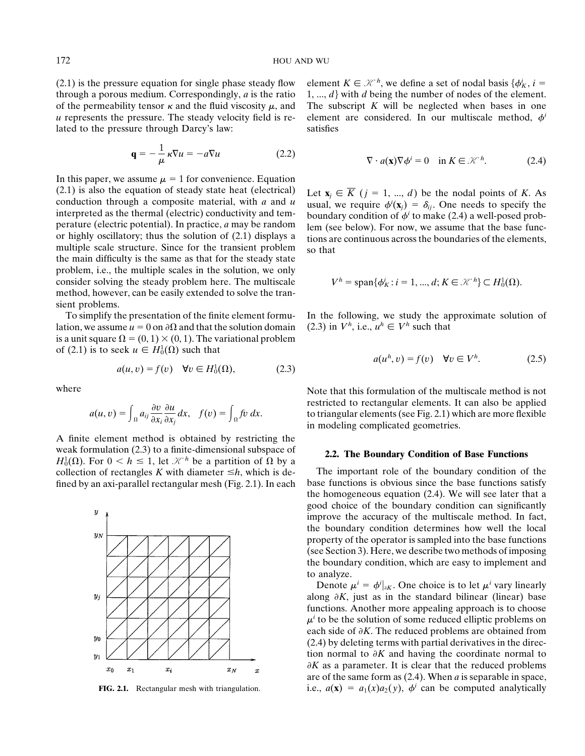(2.1) is the pressure equation for single phase steady flow through a porous medium. Correspondingly, $a$ is the ratio of the permeability tensor $\kappa$ and the fluid viscosity $\mu$, and $u$ represents the pressure. The steady velocity field is related to the pressure through Darcy's law:

$$\mathbf{q} = -\frac{1}{\mu}\kappa\nabla u = -a\nabla u \tag{2.2}$$

In this paper, we assume $\mu = 1$ for convenience. Equation (2.1) is also the equation of steady state heat (electrical) conduction through a composite material, with $a$ and $u$ interpreted as the thermal (electric) conductivity and temperature (electric potential). In practice, $a$ may be random or highly oscillatory; thus the solution of (2.1) displays a multiple scale structure. Since for the transient problem the main difficulty is the same as that for the steady state problem, i.e., the multiple scales in the solution, we only consider solving the steady problem here. The multiscale method, however, can be easily extended to solve the transient problems.

To simplify the presentation of the finite element formulation, we assume $u = 0$ on $\partial\Omega$ and that the solution domain is a unit square $\Omega = (0, 1) \times (0, 1)$. The variational problem of (2.1) is to seek $u \in H_0^1(\Omega)$ such that

$$a(u, v) = f(v) \quad \forall v \in H_0^1(\Omega), \tag{2.3}$$

where

$$a(u, v) = \int_\Omega a_{ij}\frac{\partial v}{\partial x_i}\frac{\partial u}{\partial x_j}\,dx, \quad f(v) = \int_\Omega fv\,dx.$$

A finite element method is obtained by restricting the weak formulation (2.3) to a finite-dimensional subspace of $H_0^1(\Omega)$. For $0 < h \leq 1$, let $\mathcal{K}^h$ be a partition of $\Omega$ by a collection of rectangles $K$ with diameter $\leq h$, which is defined by an axi-parallel rectangular mesh (Fig. 2.1). In each element $K \in \mathcal{K}^h$, we define a set of nodal basis $\{\phi_K^i, i = 1, ..., d\}$ with $d$ being the number of nodes of the element. The subscript $K$ will be neglected when bases in one element are considered. In our multiscale method, $\phi^i$ satisfies

$$\nabla \cdot a(\mathbf{x})\nabla\phi^i = 0 \quad \text{in } K \in \mathcal{K}^h. \tag{2.4}$$

Let $\mathbf{x}_j \in \overline{K}$ ($j = 1, ..., d$) be the nodal points of $K$. As usual, we require $\phi^i(\mathbf{x}_j) = \delta_{ij}$. One needs to specify the boundary condition of $\phi^i$ to make (2.4) a well-posed problem (see below). For now, we assume that the base functions are continuous across the boundaries of the elements, so that

$$V^h = \text{span}\{\phi_K^i : i = 1, ..., d; K \in \mathcal{K}^h\} \subset H_0^1(\Omega).$$

In the following, we study the approximate solution of (2.3) in $V^h$, i.e., $u^h \in V^h$ such that

$$a(u^h, v) = f(v) \quad \forall v \in V^h. \tag{2.5}$$

Note that this formulation of the multiscale method is not restricted to rectangular elements. It can also be applied to triangular elements (see Fig. 2.1) which are more flexible in modeling complicated geometries.

FIG. 2.1. Rectangular mesh with triangulation.

### 2.2. The Boundary Condition of Base Functions

The important role of the boundary condition of the base functions is obvious since the base functions satisfy the homogeneous equation (2.4). We will see later that a good choice of the boundary condition can significantly improve the accuracy of the multiscale method. In fact, the boundary condition determines how well the local property of the operator is sampled into the base functions (see Section 3). Here, we describe two methods of imposing the boundary condition, which are easy to implement and to analyze.

Denote $\mu^i = \phi^i|_{\partial K}$. One choice is to let $\mu^i$ vary linearly along $\partial K$, just as in the standard bilinear (linear) base functions. Another more appealing approach is to choose $\mu^i$ to be the solution of some reduced elliptic problems on each side of $\partial K$. The reduced problems are obtained from (2.4) by deleting terms with partial derivatives in the direction normal to $\partial K$ and having the coordinate normal to $\partial K$ as a parameter. It is clear that the reduced problems are of the same form as (2.4). When $a$ is separable in space, i.e., $a(\mathbf{x}) = a_1(x)a_2(y)$, $\phi^i$ can be computed analytically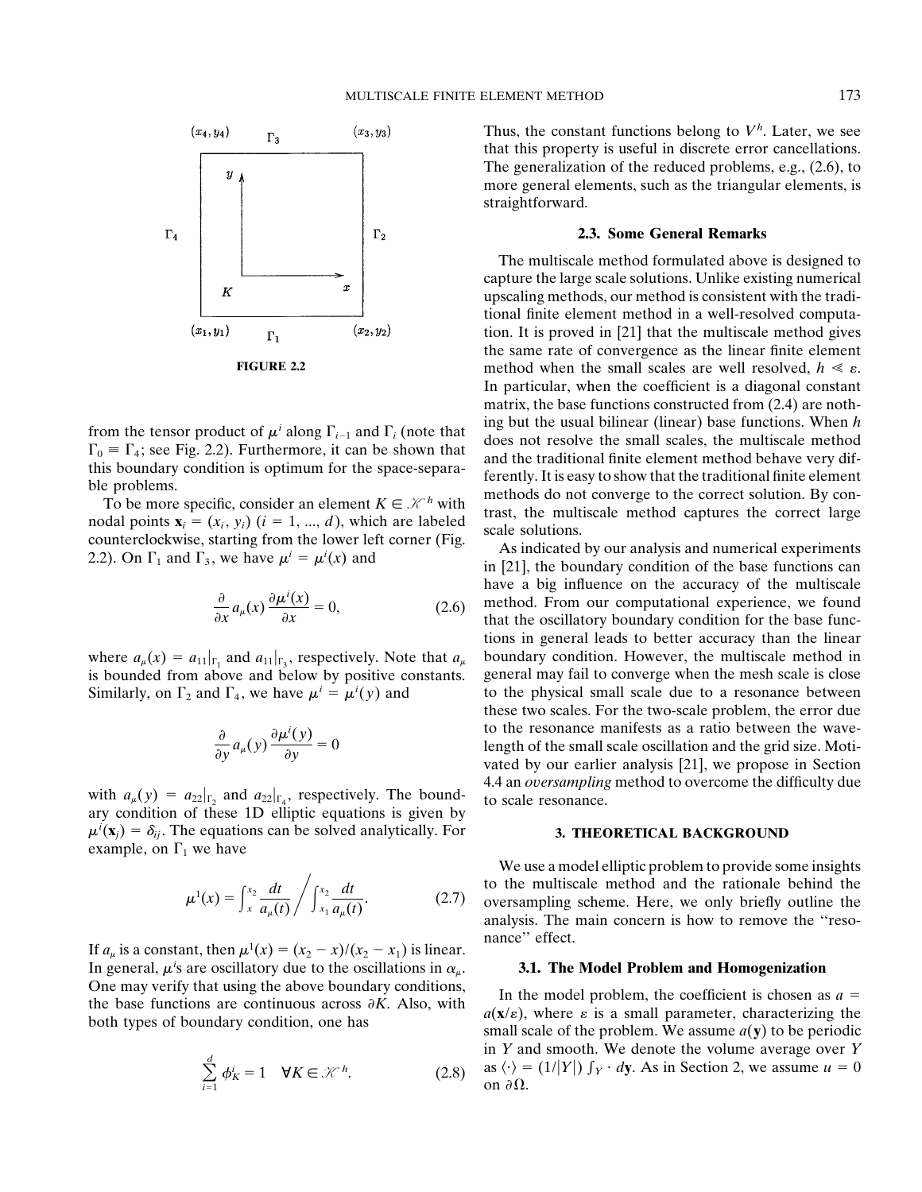FIGURE 2.2

from the tensor product of $\mu^i$ along $\Gamma_{i-1}$ and $\Gamma_i$ (note that $\Gamma_0 \equiv \Gamma_4$; see Fig. 2.2). Furthermore, it can be shown that this boundary condition is optimum for the space-separable problems.

To be more specific, consider an element $K \in \mathcal{K}^h$ with nodal points $\mathbf{x}_i = (x_i, y_i)$ $(i = 1, \ldots, d)$, which are labeled counterclockwise, starting from the lower left corner (Fig. 2.2). On $\Gamma_1$ and $\Gamma_3$, we have $\mu^i = \mu^i(x)$ and

$$\frac{\partial}{\partial x} a_\mu(x) \frac{\partial \mu^i(x)}{\partial x} = 0, \tag{2.6}$$

where $a_\mu(x) = a_{11}|_{\Gamma_1}$ and $a_{11}|_{\Gamma_3}$, respectively. Note that $a_\mu$ is bounded from above and below by positive constants. Similarly, on $\Gamma_2$ and $\Gamma_4$, we have $\mu^i = \mu^i(y)$ and

$$\frac{\partial}{\partial y} a_\mu(y) \frac{\partial \mu^i(y)}{\partial y} = 0$$

with $a_\mu(y) = a_{22}|_{\Gamma_2}$ and $a_{22}|_{\Gamma_4}$, respectively. The boundary condition of these 1D elliptic equations is given by $\mu^i(\mathbf{x}_j) = \delta_{ij}$. The equations can be solved analytically. For example, on $\Gamma_1$ we have

$$\mu^1(x) = \int_x^{x_2} \frac{dt}{a_\mu(t)} \Bigg/ \int_{x_1}^{x_2} \frac{dt}{a_\mu(t)}. \tag{2.7}$$

If $a_\mu$ is a constant, then $\mu^1(x) = (x_2 - x)/(x_2 - x_1)$ is linear. In general, $\mu$'s are oscillatory due to the oscillations in $\alpha_\mu$. One may verify that using the above boundary conditions, the base functions are continuous across $\partial K$. Also, with both types of boundary condition, one has

$$\sum_{i=1}^{d} \phi_K^i = 1 \quad \forall K \in \mathcal{K}^h. \tag{2.8}$$

Thus, the constant functions belong to $V^h$. Later, we see that this property is useful in discrete error cancellations. The generalization of the reduced problems, e.g., (2.6), to more general elements, such as the triangular elements, is straightforward.

### 2.3. Some General Remarks

The multiscale method formulated above is designed to capture the large scale solutions. Unlike existing numerical upscaling methods, our method is consistent with the traditional finite element method in a well-resolved computation. It is proved in [21] that the multiscale method gives the same rate of convergence as the linear finite element method when the small scales are well resolved, $h \ll \varepsilon$. In particular, when the coefficient is a diagonal constant matrix, the base functions constructed from (2.4) are nothing but the usual bilinear (linear) base functions. When $h$ does not resolve the small scales, the multiscale method and the traditional finite element method behave very differently. It is easy to show that the traditional finite element methods do not converge to the correct solution. By contrast, the multiscale method captures the correct large scale solutions.

As indicated by our analysis and numerical experiments in [21], the boundary condition of the base functions can have a big influence on the accuracy of the multiscale method. From our computational experience, we found that the oscillatory boundary condition for the base functions in general leads to better accuracy than the linear boundary condition. However, the multiscale method in general may fail to converge when the mesh scale is close to the physical small scale due to a resonance between these two scales. For the two-scale problem, the error due to the resonance manifests as a ratio between the wavelength of the small scale oscillation and the grid size. Motivated by our earlier analysis [21], we propose in Section 4.4 an *oversampling* method to overcome the difficulty due to scale resonance.

## 3. THEORETICAL BACKGROUND

We use a model elliptic problem to provide some insights to the multiscale method and the rationale behind the oversampling scheme. Here, we only briefly outline the analysis. The main concern is how to remove the "resonance" effect.

### 3.1. The Model Problem and Homogenization

In the model problem, the coefficient is chosen as $a = a(\mathbf{x}/\varepsilon)$, where $\varepsilon$ is a small parameter, characterizing the small scale of the problem. We assume $a(\mathbf{y})$ to be periodic in $Y$ and smooth. We denote the volume average over $Y$ as $\langle \cdot \rangle = (1/|Y|) \int_Y \cdot \, d\mathbf{y}$. As in Section 2, we assume $u = 0$ on $\partial\Omega$.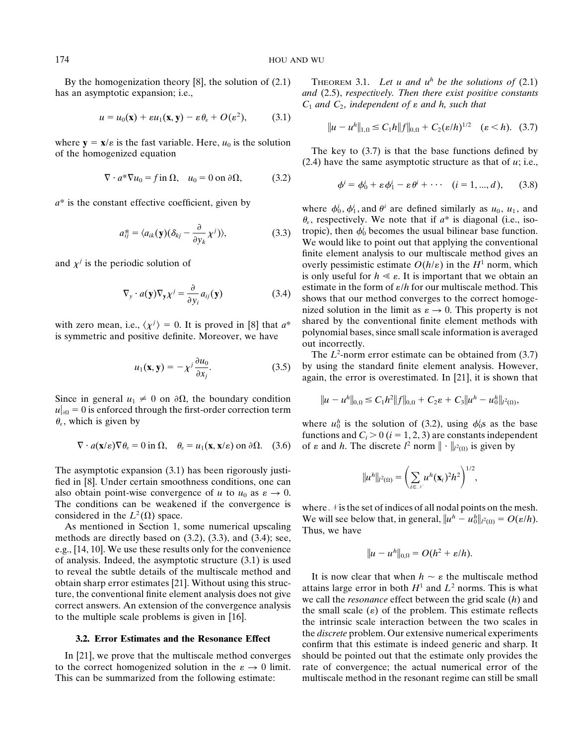By the homogenization theory [8], the solution of (2.1) has an asymptotic expansion; i.e.,

$$u = u_0(\mathbf{x}) + \varepsilon u_1(\mathbf{x}, \mathbf{y}) - \varepsilon \theta_\varepsilon + O(\varepsilon^2), \tag{3.1}$$

where $\mathbf{y} = \mathbf{x}/\varepsilon$ is the fast variable. Here, $u_0$ is the solution of the homogenized equation

$$\nabla \cdot a^* \nabla u_0 = f \text{ in } \Omega, \quad u_0 = 0 \text{ on } \partial\Omega, \tag{3.2}$$

$a^*$ is the constant effective coefficient, given by

$$a^*_{ij} = \langle a_{ik}(\mathbf{y})(\delta_{kj} - \frac{\partial}{\partial y_k}\chi^j)\rangle, \tag{3.3}$$

and $\chi^j$ is the periodic solution of

$$\nabla_{\mathbf{y}} \cdot a(\mathbf{y}) \nabla_{\mathbf{y}} \chi^j = \frac{\partial}{\partial y_i} a_{ij}(\mathbf{y}) \tag{3.4}$$

with zero mean, i.e., $\langle \chi^j \rangle = 0$. It is proved in [8] that $a^*$ is symmetric and positive definite. Moreover, we have

$$u_1(\mathbf{x}, \mathbf{y}) = -\chi^j \frac{\partial u_0}{\partial x_j}. \tag{3.5}$$

Since in general $u_1 \neq 0$ on $\partial\Omega$, the boundary condition $u|_{\partial\Omega} = 0$ is enforced through the first-order correction term $\theta_\varepsilon$, which is given by

$$\nabla \cdot a(\mathbf{x}/\varepsilon) \nabla \theta_\varepsilon = 0 \text{ in } \Omega, \quad \theta_\varepsilon = u_1(\mathbf{x}, \mathbf{x}/\varepsilon) \text{ on } \partial\Omega. \tag{3.6}$$

The asymptotic expansion (3.1) has been rigorously justified in [8]. Under certain smoothness conditions, one can also obtain point-wise convergence of $u$ to $u_0$ as $\varepsilon \to 0$. The conditions can be weakened if the convergence is considered in the $L^2(\Omega)$ space.

As mentioned in Section 1, some numerical upscaling methods are directly based on (3.2), (3.3), and (3.4); see, e.g., [14, 10]. We use these results only for the convenience of analysis. Indeed, the asymptotic structure (3.1) is used to reveal the subtle details of the multiscale method and obtain sharp error estimates [21]. Without using this structure, the conventional finite element analysis does not give correct answers. An extension of the convergence analysis to the multiple scale problems is given in [16].

### 3.2. Error Estimates and the Resonance Effect

In [21], we prove that the multiscale method converges to the correct homogenized solution in the $\varepsilon \to 0$ limit. This can be summarized from the following estimate:

THEOREM 3.1. *Let $u$ and $u^h$ be the solutions of* (2.1) *and* (2.5), *respectively. Then there exist positive constants $C_1$ and $C_2$, independent of $\varepsilon$ and $h$, such that*

$$\|u - u^h\|_{1,\Omega} \leq C_1 h \|f\|_{0,\Omega} + C_2(\varepsilon/h)^{1/2} \quad (\varepsilon < h). \tag{3.7}$$

The key to (3.7) is that the base functions defined by (2.4) have the same asymptotic structure as that of $u$; i.e.,

$$\phi^i = \phi^i_0 + \varepsilon \phi^i_1 - \varepsilon \theta^i + \cdots \quad (i = 1, ..., d), \tag{3.8}$$

where $\phi^i_0$, $\phi^i_1$, and $\theta^i$ are defined similarly as $u_0$, $u_1$, and $\theta_\varepsilon$, respectively. We note that if $a^*$ is diagonal (i.e., isotropic), then $\phi^i_0$ becomes the usual bilinear base function. We would like to point out that applying the conventional finite element analysis to our multiscale method gives an overly pessimistic estimate $O(h/\varepsilon)$ in the $H^1$ norm, which is only useful for $h \ll \varepsilon$. It is important that we obtain an estimate in the form of $\varepsilon/h$ for our multiscale method. This shows that our method converges to the correct homogenized solution in the limit as $\varepsilon \to 0$. This property is not shared by the conventional finite element methods with polynomial bases, since small scale information is averaged out incorrectly.

The $L^2$-norm error estimate can be obtained from (3.7) by using the standard finite element analysis. However, again, the error is overestimated. In [21], it is shown that

$$\|u - u^h\|_{0,\Omega} \leq C_1 h^2 \|f\|_{0,\Omega} + C_2 \varepsilon + C_3 \|u^h - u^h_0\|_{l^2(\Omega)},$$

where $u^h_0$ is the solution of (3.2), using $\phi^i_0$s as the base functions and $C_i > 0$ $(i = 1, 2, 3)$ are constants independent of $\varepsilon$ and $h$. The discrete $l^2$ norm $\|\cdot\|_{l^2(\Omega)}$ is given by

$$\|u^h\|_{l^2(\Omega)} = \left(\sum_{i \in \mathcal{N}} u^h(\mathbf{x}_i)^2 h^2\right)^{1/2},$$

where $\mathcal{N}$ is the set of indices of all nodal points on the mesh. We will see below that, in general, $\|u^h - u^h_0\|_{l^2(\Omega)} = O(\varepsilon/h)$. Thus, we have

$$\|u - u^h\|_{0,\Omega} = O(h^2 + \varepsilon/h).$$

It is now clear that when $h \sim \varepsilon$ the multiscale method attains large error in both $H^1$ and $L^2$ norms. This is what we call the *resonance* effect between the grid scale ($h$) and the small scale ($\varepsilon$) of the problem. This estimate reflects the intrinsic scale interaction between the two scales in the *discrete* problem. Our extensive numerical experiments confirm that this estimate is indeed generic and sharp. It should be pointed out that the estimate only provides the rate of convergence; the actual numerical error of the multiscale method in the resonant regime can still be small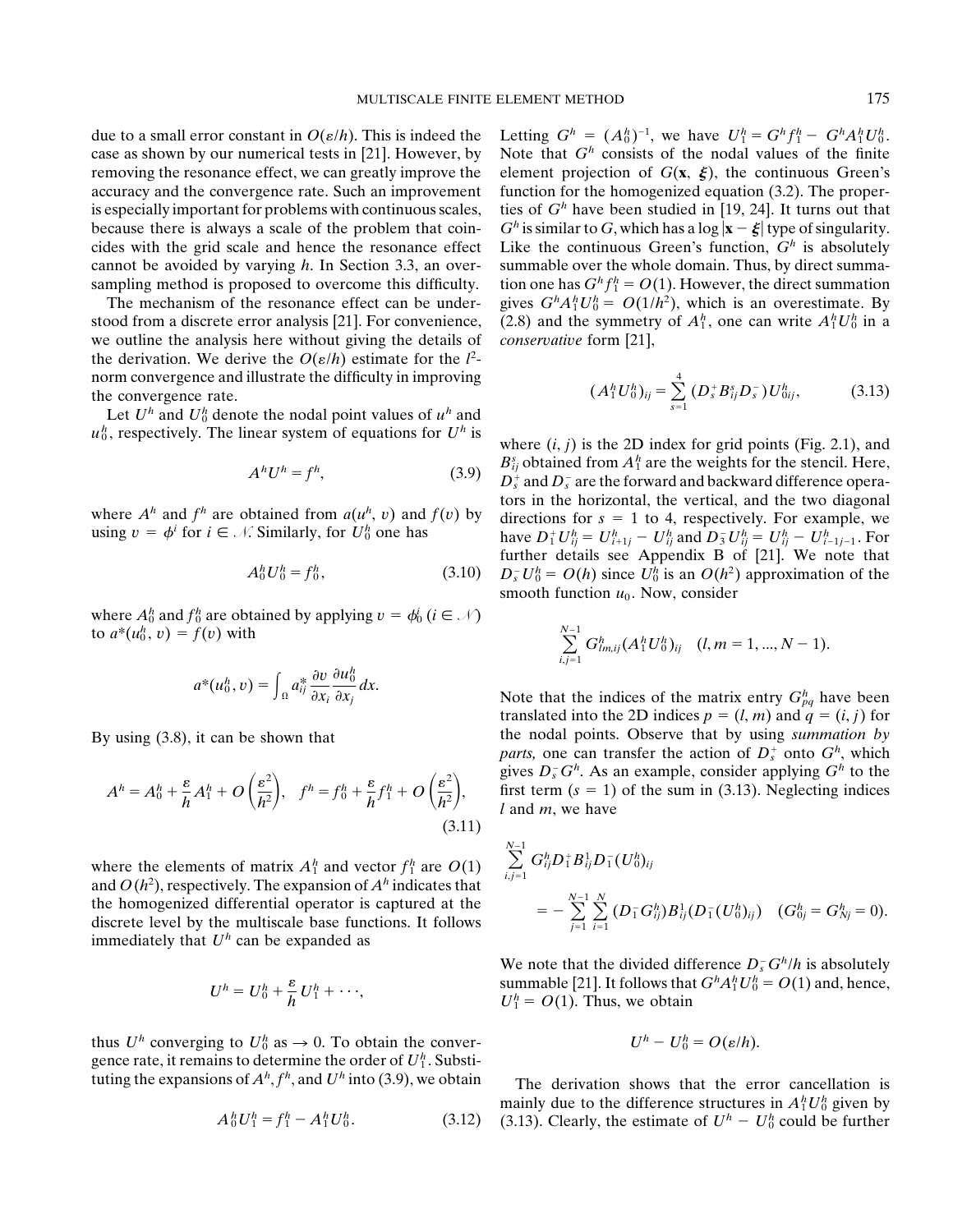due to a small error constant in $O(\varepsilon/h)$. This is indeed the case as shown by our numerical tests in [21]. However, by removing the resonance effect, we can greatly improve the accuracy and the convergence rate. Such an improvement is especially important for problems with continuous scales, because there is always a scale of the problem that coincides with the grid scale and hence the resonance effect cannot be avoided by varying $h$. In Section 3.3, an oversampling method is proposed to overcome this difficulty.

The mechanism of the resonance effect can be understood from a discrete error analysis [21]. For convenience, we outline the analysis here without giving the details of the derivation. We derive the $O(\varepsilon/h)$ estimate for the $l^2$-norm convergence and illustrate the difficulty in improving the convergence rate.

Let $U^h$ and $U_0^h$ denote the nodal point values of $u^h$ and $u_0^h$, respectively. The linear system of equations for $U^h$ is

$$A^h U^h = f^h, \tag{3.9}$$

where $A^h$ and $f^h$ are obtained from $a(u^h, v)$ and $f(v)$ by using $v = \phi^i$ for $i \in \mathcal{N}$. Similarly, for $U_0^h$ one has

$$A_0^h U_0^h = f_0^h, \tag{3.10}$$

where $A_0^h$ and $f_0^h$ are obtained by applying $v = \phi_0^i$ ($i \in \mathcal{N}$) to $a^*(u_0^h, v) = f(v)$ with

$$a^*(u_0^h, v) = \int_\Omega a_{ij}^* \frac{\partial v}{\partial x_i} \frac{\partial u_0^h}{\partial x_j}\, dx.$$

By using (3.8), it can be shown that

$$A^h = A_0^h + \frac{\varepsilon}{h} A_1^h + O\left(\frac{\varepsilon^2}{h^2}\right), \quad f^h = f_0^h + \frac{\varepsilon}{h} f_1^h + O\left(\frac{\varepsilon^2}{h^2}\right), \tag{3.11}$$

where the elements of matrix $A_1^h$ and vector $f_1^h$ are $O(1)$ and $O(h^2)$, respectively. The expansion of $A^h$ indicates that the homogenized differential operator is captured at the discrete level by the multiscale base functions. It follows immediately that $U^h$ can be expanded as

$$U^h = U_0^h + \frac{\varepsilon}{h} U_1^h + \cdots,$$

thus $U^h$ converging to $U_0^h$ as $\to 0$. To obtain the convergence rate, it remains to determine the order of $U_1^h$. Substituting the expansions of $A^h, f^h$, and $U^h$ into (3.9), we obtain

$$A_0^h U_1^h = f_1^h - A_1^h U_0^h. \tag{3.12}$$

Letting $G^h = (A_0^h)^{-1}$, we have $U_1^h = G^h f_1^h - G^h A_1^h U_0^h$. Note that $G^h$ consists of the nodal values of the finite element projection of $G(\mathbf{x}, \boldsymbol{\xi})$, the continuous Green's function for the homogenized equation (3.2). The properties of $G^h$ have been studied in [19, 24]. It turns out that $G^h$ is similar to $G$, which has a $\log|\mathbf{x} - \boldsymbol{\xi}|$ type of singularity. Like the continuous Green's function, $G^h$ is absolutely summable over the whole domain. Thus, by direct summation one has $G^h f_1^h = O(1)$. However, the direct summation gives $G^h A_1^h U_0^h = O(1/h^2)$, which is an overestimate. By (2.8) and the symmetry of $A_1^h$, one can write $A_1^h U_0^h$ in a *conservative* form [21],

$$(A_1^h U_0^h)_{ij} = \sum_{s=1}^{4} (D_s^+ B_{ij}^s D_s^-) U_{0ij}^h, \tag{3.13}$$

where $(i, j)$ is the 2D index for grid points (Fig. 2.1), and $B_{ij}^s$ obtained from $A_1^h$ are the weights for the stencil. Here, $D_s^+$ and $D_s^-$ are the forward and backward difference operators in the horizontal, the vertical, and the two diagonal directions for $s = 1$ to 4, respectively. For example, we have $D_1^+ U_{ij}^h = U_{i+1j}^h - U_{ij}^h$ and $D_3^- U_{ij}^h = U_{ij}^h - U_{i-1j-1}^h$. For further details see Appendix B of [21]. We note that $D_s^- U_0^h = O(h)$ since $U_0^h$ is an $O(h^2)$ approximation of the smooth function $u_0$. Now, consider

$$\sum_{i,j=1}^{N-1} G_{lm,ij}^h (A_1^h U_0^h)_{ij} \quad (l, m = 1, \ldots, N-1).$$

Note that the indices of the matrix entry $G_{pq}^h$ have been translated into the 2D indices $p = (l, m)$ and $q = (i, j)$ for the nodal points. Observe that by using *summation by parts,* one can transfer the action of $D_s^+$ onto $G^h$, which gives $D_s^- G^h$. As an example, consider applying $G^h$ to the first term ($s = 1$) of the sum in (3.13). Neglecting indices $l$ and $m$, we have

$$\sum_{i,j=1}^{N-1} G_{ij}^h D_1^+ B_{ij}^1 D_1^- (U_0^h)_{ij} = -\sum_{j=1}^{N-1} \sum_{i=1}^{N} (D_1^- G_{ij}^h) B_{ij}^1 (D_1^- (U_0^h)_{ij}) \quad (G_{0j}^h = G_{Nj}^h = 0).$$

We note that the divided difference $D_s^- G^h/h$ is absolutely summable [21]. It follows that $G^h A_1^h U_0^h = O(1)$ and, hence, $U_1^h = O(1)$. Thus, we obtain

$$U^h - U_0^h = O(\varepsilon/h).$$

The derivation shows that the error cancellation is mainly due to the difference structures in $A_1^h U_0^h$ given by (3.13). Clearly, the estimate of $U^h - U_0^h$ could be further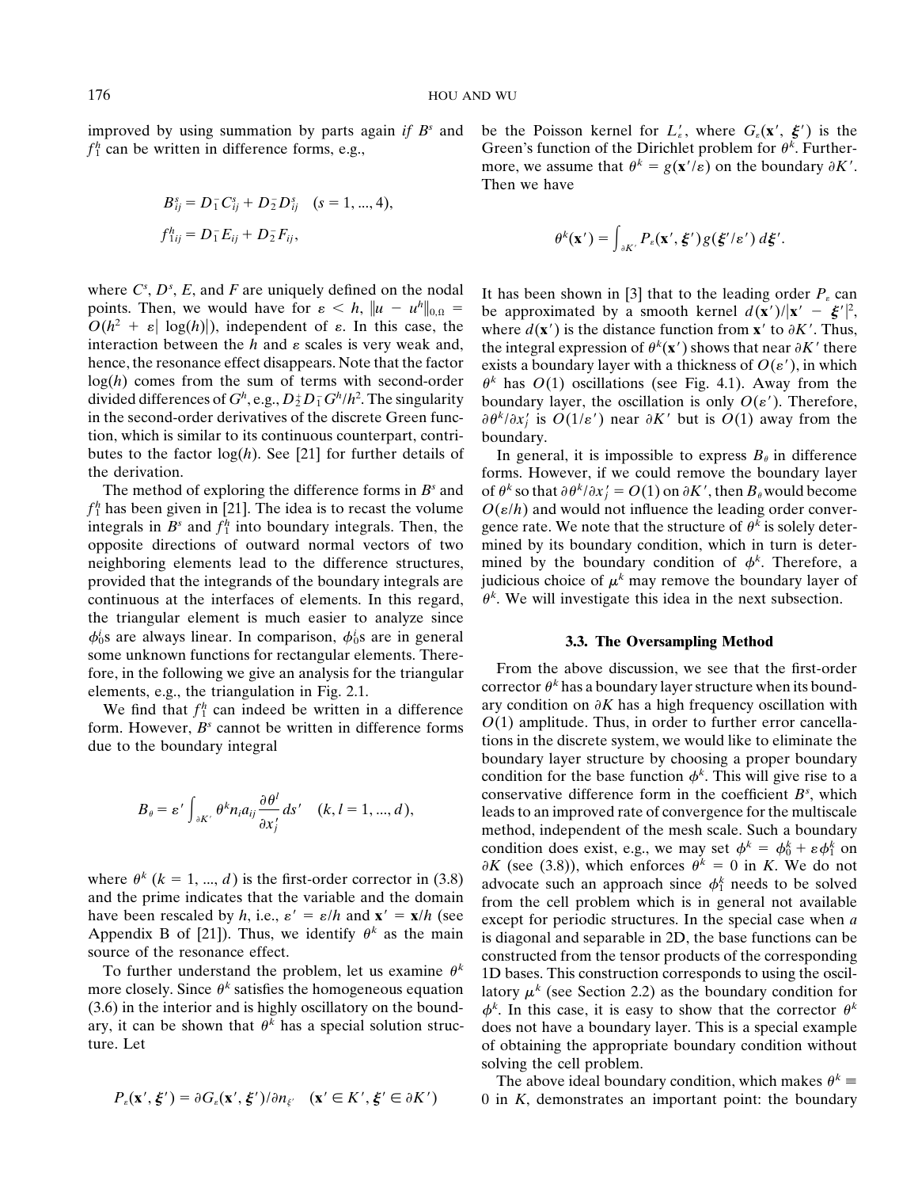improved by using summation by parts again *if* $B^s$ and $f_1^h$ can be written in difference forms, e.g.,

$$B_{ij}^s = D_1^- C_{ij}^s + D_2^- D_{ij}^s \quad (s = 1, ..., 4),$$

$$f_{1ij}^h = D_1^- E_{ij} + D_2^- F_{ij},$$

where $C^s$, $D^s$, $E$, and $F$ are uniquely defined on the nodal points. Then, we would have for $\varepsilon < h$, $\|u - u^h\|_{0,\Omega} = O(h^2 + \varepsilon|\log(h)|)$, independent of $\varepsilon$. In this case, the interaction between the $h$ and $\varepsilon$ scales is very weak and, hence, the resonance effect disappears. Note that the factor $\log(h)$ comes from the sum of terms with second-order divided differences of $G^h$, e.g., $D_2^+ D_1^- G^h/h^2$. The singularity in the second-order derivatives of the discrete Green function, which is similar to its continuous counterpart, contributes to the factor $\log(h)$. See [21] for further details of the derivation.

The method of exploring the difference forms in $B^s$ and $f_1^h$ has been given in [21]. The idea is to recast the volume integrals in $B^s$ and $f_1^h$ into boundary integrals. Then, the opposite directions of outward normal vectors of two neighboring elements lead to the difference structures, provided that the integrands of the boundary integrals are continuous at the interfaces of elements. In this regard, the triangular element is much easier to analyze since $\phi_0^i$s are always linear. In comparison, $\phi_0^i$s are in general some unknown functions for rectangular elements. Therefore, in the following we give an analysis for the triangular elements, e.g., the triangulation in Fig. 2.1.

We find that $f_1^h$ can indeed be written in a difference form. However, $B^s$ cannot be written in difference forms due to the boundary integral

$$B_\theta = \varepsilon' \int_{\partial K'} \theta^k n_i a_{ij} \frac{\partial \theta^l}{\partial x_j'} ds' \quad (k, l = 1, ..., d),$$

where $\theta^k$ ($k = 1, ..., d$) is the first-order corrector in (3.8) and the prime indicates that the variable and the domain have been rescaled by $h$, i.e., $\varepsilon' = \varepsilon/h$ and $\mathbf{x}' = \mathbf{x}/h$ (see Appendix B of [21]). Thus, we identify $\theta^k$ as the main source of the resonance effect.

To further understand the problem, let us examine $\theta^k$ more closely. Since $\theta^k$ satisfies the homogeneous equation (3.6) in the interior and is highly oscillatory on the boundary, it can be shown that $\theta^k$ has a special solution structure. Let

$$P_\varepsilon(\mathbf{x}', \boldsymbol{\xi}') = \partial G_\varepsilon(\mathbf{x}', \boldsymbol{\xi}')/\partial n_{\xi'} \quad (\mathbf{x}' \in K', \boldsymbol{\xi}' \in \partial K')$$

be the Poisson kernel for $L_\varepsilon'$, where $G_\varepsilon(\mathbf{x}', \boldsymbol{\xi}')$ is the Green's function of the Dirichlet problem for $\theta^k$. Furthermore, we assume that $\theta^k = g(\mathbf{x}'/\varepsilon)$ on the boundary $\partial K'$. Then we have

$$\theta^k(\mathbf{x}') = \int_{\partial K'} P_\varepsilon(\mathbf{x}', \boldsymbol{\xi}') g(\boldsymbol{\xi}'/\varepsilon') \, d\boldsymbol{\xi}'.$$

It has been shown in [3] that to the leading order $P_\varepsilon$ can be approximated by a smooth kernel $d(\mathbf{x}')/|\mathbf{x}' - \boldsymbol{\xi}'|^2$, where $d(\mathbf{x}')$ is the distance function from $\mathbf{x}'$ to $\partial K'$. Thus, the integral expression of $\theta^k(\mathbf{x}')$ shows that near $\partial K'$ there exists a boundary layer with a thickness of $O(\varepsilon')$, in which $\theta^k$ has $O(1)$ oscillations (see Fig. 4.1). Away from the boundary layer, the oscillation is only $O(\varepsilon')$. Therefore, $\partial\theta^k/\partial x_j'$ is $O(1/\varepsilon')$ near $\partial K'$ but is $O(1)$ away from the boundary.

In general, it is impossible to express $B_\theta$ in difference forms. However, if we could remove the boundary layer of $\theta^k$ so that $\partial\theta^k/\partial x_j' = O(1)$ on $\partial K'$, then $B_\theta$ would become $O(\varepsilon/h)$ and would not influence the leading order convergence rate. We note that the structure of $\theta^k$ is solely determined by its boundary condition, which in turn is determined by the boundary condition of $\phi^k$. Therefore, a judicious choice of $\mu^k$ may remove the boundary layer of $\theta^k$. We will investigate this idea in the next subsection.

### 3.3. The Oversampling Method

From the above discussion, we see that the first-order corrector $\theta^k$ has a boundary layer structure when its boundary condition on $\partial K$ has a high frequency oscillation with $O(1)$ amplitude. Thus, in order to further error cancellations in the discrete system, we would like to eliminate the boundary layer structure by choosing a proper boundary condition for the base function $\phi^k$. This will give rise to a conservative difference form in the coefficient $B^s$, which leads to an improved rate of convergence for the multiscale method, independent of the mesh scale. Such a boundary condition does exist, e.g., we may set $\phi^k = \phi_0^k + \varepsilon\phi_1^k$ on $\partial K$ (see (3.8)), which enforces $\theta^k = 0$ in $K$. We do not advocate such an approach since $\phi_1^k$ needs to be solved from the cell problem which is in general not available except for periodic structures. In the special case when $a$ is diagonal and separable in 2D, the base functions can be constructed from the tensor products of the corresponding 1D bases. This construction corresponds to using the oscillatory $\mu^k$ (see Section 2.2) as the boundary condition for $\phi^k$. In this case, it is easy to show that the corrector $\theta^k$ does not have a boundary layer. This is a special example of obtaining the appropriate boundary condition without solving the cell problem.

The above ideal boundary condition, which makes $\theta^k \equiv 0$ in $K$, demonstrates an important point: the boundary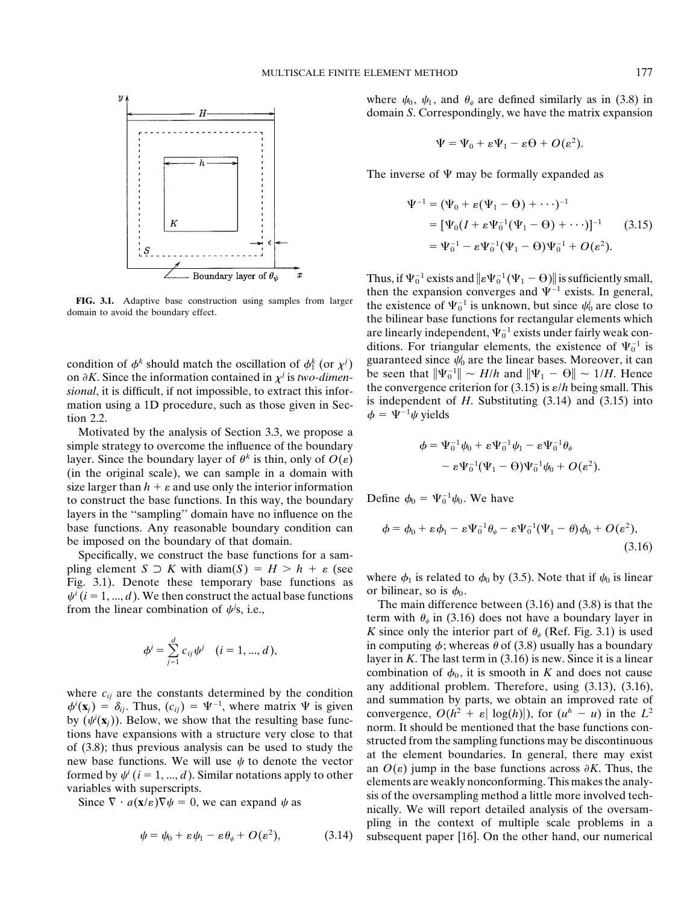FIG. 3.1. Adaptive base construction using samples from larger domain to avoid the boundary effect.

condition of $\phi^k$ should match the oscillation of $\phi_1^k$ (or $\chi^j$) on $\partial K$. Since the information contained in $\chi^j$ is *two-dimensional*, it is difficult, if not impossible, to extract this information using a 1D procedure, such as those given in Section 2.2.

Motivated by the analysis of Section 3.3, we propose a simple strategy to overcome the influence of the boundary layer. Since the boundary layer of $\theta^k$ is thin, only of $O(\varepsilon)$ (in the original scale), we can sample in a domain with size larger than $h + \varepsilon$ and use only the interior information to construct the base functions. In this way, the boundary layers in the "sampling" domain have no influence on the base functions. Any reasonable boundary condition can be imposed on the boundary of that domain.

Specifically, we construct the base functions for a sampling element $S \supset K$ with $\text{diam}(S) = H > h + \varepsilon$ (see Fig. 3.1). Denote these temporary base functions as $\psi^i$ $(i = 1, ..., d)$. We then construct the actual base functions from the linear combination of $\psi^j$s, i.e.,

$$\phi^i = \sum_{j=1}^{d} c_{ij} \psi^j \quad (i = 1, ..., d),$$

where $c_{ij}$ are the constants determined by the condition $\phi^i(\mathbf{x}_j) = \delta_{ij}$. Thus, $(c_{ij}) = \Psi^{-1}$, where matrix $\Psi$ is given by $(\psi^i(\mathbf{x}_j))$. Below, we show that the resulting base functions have expansions with a structure very close to that of (3.8); thus previous analysis can be used to study the new base functions. We will use $\psi$ to denote the vector formed by $\psi^i$ $(i = 1, ..., d)$. Similar notations apply to other variables with superscripts.

Since $\nabla \cdot a(\mathbf{x}/\varepsilon)\nabla\psi = 0$, we can expand $\psi$ as

$$\psi = \psi_0 + \varepsilon\psi_1 - \varepsilon\theta_\psi + O(\varepsilon^2), \tag{3.14}$$

where $\psi_0$, $\psi_1$, and $\theta_\psi$ are defined similarly as in (3.8) in domain $S$. Correspondingly, we have the matrix expansion

$$\Psi = \Psi_0 + \varepsilon\Psi_1 - \varepsilon\Theta + O(\varepsilon^2).$$

The inverse of $\Psi$ may be formally expanded as

$$\begin{aligned}
\Psi^{-1} &= (\Psi_0 + \varepsilon(\Psi_1 - \Theta) + \cdots)^{-1} \\
&= [\Psi_0(I + \varepsilon\Psi_0^{-1}(\Psi_1 - \Theta) + \cdots)]^{-1} \\
&= \Psi_0^{-1} - \varepsilon\Psi_0^{-1}(\Psi_1 - \Theta)\Psi_0^{-1} + O(\varepsilon^2).
\end{aligned} \tag{3.15}$$

Thus, if $\Psi_0^{-1}$ exists and $\|\varepsilon\Psi_0^{-1}(\Psi_1 - \Theta)\|$ is sufficiently small, then the expansion converges and $\Psi^{-1}$ exists. In general, the existence of $\Psi_0^{-1}$ is unknown, but since $\psi_0^i$ are close to the bilinear base functions for rectangular elements which are linearly independent, $\Psi_0^{-1}$ exists under fairly weak conditions. For triangular elements, the existence of $\Psi_0^{-1}$ is guaranteed since $\psi_0^i$ are the linear bases. Moreover, it can be seen that $\|\Psi_0^{-1}\| \sim H/h$ and $\|\Psi_1 - \Theta\| \sim 1/H$. Hence the convergence criterion for (3.15) is $\varepsilon/h$ being small. This is independent of $H$. Substituting (3.14) and (3.15) into $\phi = \Psi^{-1}\psi$ yields

$$\begin{aligned}
\phi = \Psi_0^{-1}\psi_0 &+ \varepsilon\Psi_0^{-1}\psi_1 - \varepsilon\Psi_0^{-1}\theta_\psi \\
&- \varepsilon\Psi_0^{-1}(\Psi_1 - \Theta)\Psi_0^{-1}\psi_0 + O(\varepsilon^2).
\end{aligned}$$

Define $\phi_0 = \Psi_0^{-1}\psi_0$. We have

$$\phi = \phi_0 + \varepsilon\phi_1 - \varepsilon\Psi_0^{-1}\theta_\psi - \varepsilon\Psi_0^{-1}(\Psi_1 - \theta)\phi_0 + O(\varepsilon^2), \tag{3.16}$$

where $\phi_1$ is related to $\phi_0$ by (3.5). Note that if $\psi_0$ is linear or bilinear, so is $\phi_0$.

The main difference between (3.16) and (3.8) is that the term with $\theta_\psi$ in (3.16) does not have a boundary layer in $K$ since only the interior part of $\theta_\psi$ (Ref. Fig. 3.1) is used in computing $\phi$; whereas $\theta$ of (3.8) usually has a boundary layer in $K$. The last term in (3.16) is new. Since it is a linear combination of $\phi_0$, it is smooth in $K$ and does not cause any additional problem. Therefore, using (3.13), (3.16), and summation by parts, we obtain an improved rate of convergence, $O(h^2 + \varepsilon|\log(h)|)$, for $(u^h - u)$ in the $L^2$ norm. It should be mentioned that the base functions constructed from the sampling functions may be discontinuous at the element boundaries. In general, there may exist an $O(\varepsilon)$ jump in the base functions across $\partial K$. Thus, the elements are weakly nonconforming. This makes the analysis of the oversampling method a little more involved technically. We will report detailed analysis of the oversampling in the context of multiple scale problems in a subsequent paper [16]. On the other hand, our numerical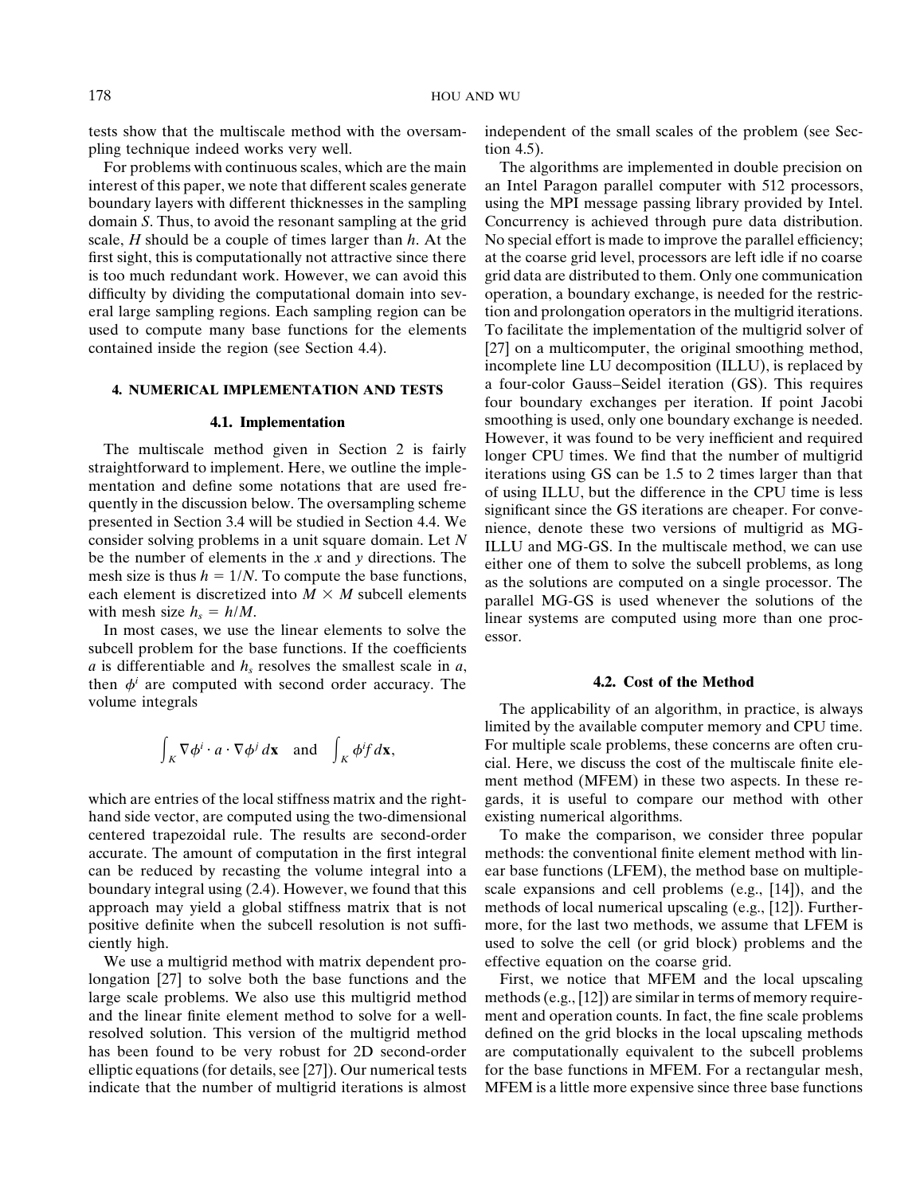tests show that the multiscale method with the oversampling technique indeed works very well.

For problems with continuous scales, which are the main interest of this paper, we note that different scales generate boundary layers with different thicknesses in the sampling domain $S$. Thus, to avoid the resonant sampling at the grid scale, $H$ should be a couple of times larger than $h$. At the first sight, this is computationally not attractive since there is too much redundant work. However, we can avoid this difficulty by dividing the computational domain into several large sampling regions. Each sampling region can be used to compute many base functions for the elements contained inside the region (see Section 4.4).

## 4. NUMERICAL IMPLEMENTATION AND TESTS

### 4.1. Implementation

The multiscale method given in Section 2 is fairly straightforward to implement. Here, we outline the implementation and define some notations that are used frequently in the discussion below. The oversampling scheme presented in Section 3.4 will be studied in Section 4.4. We consider solving problems in a unit square domain. Let $N$ be the number of elements in the $x$ and $y$ directions. The mesh size is thus $h = 1/N$. To compute the base functions, each element is discretized into $M \times M$ subcell elements with mesh size $h_s = h/M$.

In most cases, we use the linear elements to solve the subcell problem for the base functions. If the coefficients $a$ is differentiable and $h_s$ resolves the smallest scale in $a$, then $\phi^i$ are computed with second order accuracy. The volume integrals

$$\int_K \nabla\phi^i \cdot a \cdot \nabla\phi^j \, d\mathbf{x} \quad \text{and} \quad \int_K \phi^i f \, d\mathbf{x},$$

which are entries of the local stiffness matrix and the right-hand side vector, are computed using the two-dimensional centered trapezoidal rule. The results are second-order accurate. The amount of computation in the first integral can be reduced by recasting the volume integral into a boundary integral using (2.4). However, we found that this approach may yield a global stiffness matrix that is not positive definite when the subcell resolution is not sufficiently high.

We use a multigrid method with matrix dependent prolongation [27] to solve both the base functions and the large scale problems. We also use this multigrid method and the linear finite element method to solve for a well-resolved solution. This version of the multigrid method has been found to be very robust for 2D second-order elliptic equations (for details, see [27]). Our numerical tests indicate that the number of multigrid iterations is almost independent of the small scales of the problem (see Section 4.5).

The algorithms are implemented in double precision on an Intel Paragon parallel computer with 512 processors, using the MPI message passing library provided by Intel. Concurrency is achieved through pure data distribution. No special effort is made to improve the parallel efficiency; at the coarse grid level, processors are left idle if no coarse grid data are distributed to them. Only one communication operation, a boundary exchange, is needed for the restriction and prolongation operators in the multigrid iterations. To facilitate the implementation of the multigrid solver of [27] on a multicomputer, the original smoothing method, incomplete line LU decomposition (ILLU), is replaced by a four-color Gauss–Seidel iteration (GS). This requires four boundary exchanges per iteration. If point Jacobi smoothing is used, only one boundary exchange is needed. However, it was found to be very inefficient and required longer CPU times. We find that the number of multigrid iterations using GS can be 1.5 to 2 times larger than that of using ILLU, but the difference in the CPU time is less significant since the GS iterations are cheaper. For convenience, denote these two versions of multigrid as MG-ILLU and MG-GS. In the multiscale method, we can use either one of them to solve the subcell problems, as long as the solutions are computed on a single processor. The parallel MG-GS is used whenever the solutions of the linear systems are computed using more than one processor.

### 4.2. Cost of the Method

The applicability of an algorithm, in practice, is always limited by the available computer memory and CPU time. For multiple scale problems, these concerns are often crucial. Here, we discuss the cost of the multiscale finite element method (MFEM) in these two aspects. In these regards, it is useful to compare our method with other existing numerical algorithms.

To make the comparison, we consider three popular methods: the conventional finite element method with linear base functions (LFEM), the method base on multiple-scale expansions and cell problems (e.g., [14]), and the methods of local numerical upscaling (e.g., [12]). Furthermore, for the last two methods, we assume that LFEM is used to solve the cell (or grid block) problems and the effective equation on the coarse grid.

First, we notice that MFEM and the local upscaling methods (e.g., [12]) are similar in terms of memory requirement and operation counts. In fact, the fine scale problems defined on the grid blocks in the local upscaling methods are computationally equivalent to the subcell problems for the base functions in MFEM. For a rectangular mesh, MFEM is a little more expensive since three base functions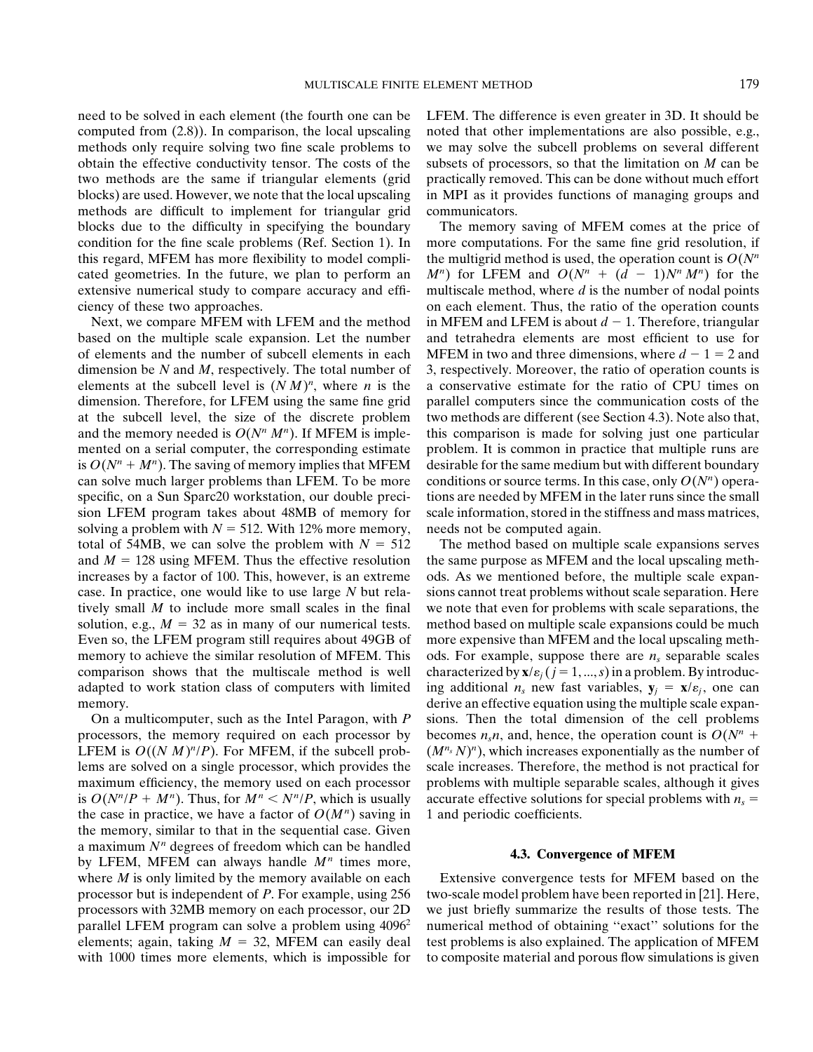need to be solved in each element (the fourth one can be computed from (2.8)). In comparison, the local upscaling methods only require solving two fine scale problems to obtain the effective conductivity tensor. The costs of the two methods are the same if triangular elements (grid blocks) are used. However, we note that the local upscaling methods are difficult to implement for triangular grid blocks due to the difficulty in specifying the boundary condition for the fine scale problems (Ref. Section 1). In this regard, MFEM has more flexibility to model complicated geometries. In the future, we plan to perform an extensive numerical study to compare accuracy and efficiency of these two approaches.

Next, we compare MFEM with LFEM and the method based on the multiple scale expansion. Let the number of elements and the number of subcell elements in each dimension be $N$ and $M$, respectively. The total number of elements at the subcell level is $(N\,M)^n$, where $n$ is the dimension. Therefore, for LFEM using the same fine grid at the subcell level, the size of the discrete problem and the memory needed is $O(N^n\,M^n)$. If MFEM is implemented on a serial computer, the corresponding estimate is $O(N^n + M^n)$. The saving of memory implies that MFEM can solve much larger problems than LFEM. To be more specific, on a Sun Sparc20 workstation, our double precision LFEM program takes about 48MB of memory for solving a problem with $N = 512$. With 12% more memory, total of 54MB, we can solve the problem with $N = 512$ and $M = 128$ using MFEM. Thus the effective resolution increases by a factor of 100. This, however, is an extreme case. In practice, one would like to use large $N$ but relatively small $M$ to include more small scales in the final solution, e.g., $M = 32$ as in many of our numerical tests. Even so, the LFEM program still requires about 49GB of memory to achieve the similar resolution of MFEM. This comparison shows that the multiscale method is well adapted to work station class of computers with limited memory.

On a multicomputer, such as the Intel Paragon, with $P$ processors, the memory required on each processor by LFEM is $O((N\,M)^n/P)$. For MFEM, if the subcell problems are solved on a single processor, which provides the maximum efficiency, the memory used on each processor is $O(N^n/P + M^n)$. Thus, for $M^n < N^n/P$, which is usually the case in practice, we have a factor of $O(M^n)$ saving in the memory, similar to that in the sequential case. Given a maximum $N^n$ degrees of freedom which can be handled by LFEM, MFEM can always handle $M^n$ times more, where $M$ is only limited by the memory available on each processor but is independent of $P$. For example, using 256 processors with 32MB memory on each processor, our 2D parallel LFEM program can solve a problem using $4096^2$ elements; again, taking $M = 32$, MFEM can easily deal with 1000 times more elements, which is impossible for LFEM. The difference is even greater in 3D. It should be noted that other implementations are also possible, e.g., we may solve the subcell problems on several different subsets of processors, so that the limitation on $M$ can be practically removed. This can be done without much effort in MPI as it provides functions of managing groups and communicators.

The memory saving of MFEM comes at the price of more computations. For the same fine grid resolution, if the multigrid method is used, the operation count is $O(N^n\,M^n)$ for LFEM and $O(N^n + (d - 1)N^n\,M^n)$ for the multiscale method, where $d$ is the number of nodal points on each element. Thus, the ratio of the operation counts in MFEM and LFEM is about $d - 1$. Therefore, triangular and tetrahedra elements are most efficient to use for MFEM in two and three dimensions, where $d - 1 = 2$ and 3, respectively. Moreover, the ratio of operation counts is a conservative estimate for the ratio of CPU times on parallel computers since the communication costs of the two methods are different (see Section 4.3). Note also that, this comparison is made for solving just one particular problem. It is common in practice that multiple runs are desirable for the same medium but with different boundary conditions or source terms. In this case, only $O(N^n)$ operations are needed by MFEM in the later runs since the small scale information, stored in the stiffness and mass matrices, needs not be computed again.

The method based on multiple scale expansions serves the same purpose as MFEM and the local upscaling methods. As we mentioned before, the multiple scale expansions cannot treat problems without scale separation. Here we note that even for problems with scale separations, the method based on multiple scale expansions could be much more expensive than MFEM and the local upscaling methods. For example, suppose there are $n_s$ separable scales characterized by $\mathbf{x}/\varepsilon_j$ $(j = 1, \ldots, s)$ in a problem. By introducing additional $n_s$ new fast variables, $\mathbf{y}_j = \mathbf{x}/\varepsilon_j$, one can derive an effective equation using the multiple scale expansions. Then the total dimension of the cell problems becomes $n_s n$, and, hence, the operation count is $O(N^n + (M^{n_s}\,N)^n)$, which increases exponentially as the number of scale increases. Therefore, the method is not practical for problems with multiple separable scales, although it gives accurate effective solutions for special problems with $n_s = 1$ and periodic coefficients.

### 4.3. Convergence of MFEM

Extensive convergence tests for MFEM based on the two-scale model problem have been reported in [21]. Here, we just briefly summarize the results of those tests. The numerical method of obtaining "exact" solutions for the test problems is also explained. The application of MFEM to composite material and porous flow simulations is given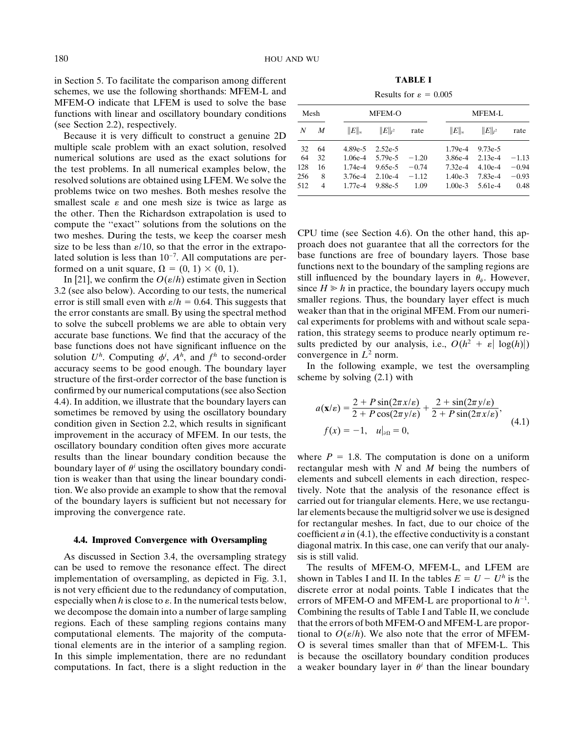in Section 5. To facilitate the comparison among different schemes, we use the following shorthands: MFEM-L and MFEM-O indicate that LFEM is used to solve the base functions with linear and oscillatory boundary conditions (see Section 2.2), respectively.

Because it is very difficult to construct a genuine 2D multiple scale problem with an exact solution, resolved numerical solutions are used as the exact solutions for the test problems. In all numerical examples below, the resolved solutions are obtained using LFEM. We solve the problems twice on two meshes. Both meshes resolve the smallest scale $\varepsilon$ and one mesh size is twice as large as the other. Then the Richardson extrapolation is used to compute the "exact" solutions from the solutions on the two meshes. During the tests, we keep the coarser mesh size to be less than $\varepsilon/10$, so that the error in the extrapolated solution is less than $10^{-7}$. All computations are performed on a unit square, $\Omega = (0, 1) \times (0, 1)$.

In [21], we confirm the $O(\varepsilon/h)$ estimate given in Section 3.2 (see also below). According to our tests, the numerical error is still small even with $\varepsilon/h = 0.64$. This suggests that the error constants are small. By using the spectral method to solve the subcell problems we are able to obtain very accurate base functions. We find that the accuracy of the base functions does not have significant influence on the solution $U^h$. Computing $\phi^i$, $A^h$, and $f^h$ to second-order accuracy seems to be good enough. The boundary layer structure of the first-order corrector of the base function is confirmed by our numerical computations (see also Section 4.4). In addition, we illustrate that the boundary layers can sometimes be removed by using the oscillatory boundary condition given in Section 2.2, which results in significant improvement in the accuracy of MFEM. In our tests, the oscillatory boundary condition often gives more accurate results than the linear boundary condition because the boundary layer of $\theta^i$ using the oscillatory boundary condition is weaker than that using the linear boundary condition. We also provide an example to show that the removal of the boundary layers is sufficient but not necessary for improving the convergence rate.

### 4.4. Improved Convergence with Oversampling

As discussed in Section 3.4, the oversampling strategy can be used to remove the resonance effect. The direct implementation of oversampling, as depicted in Fig. 3.1, is not very efficient due to the redundancy of computation, especially when $h$ is close to $\varepsilon$. In the numerical tests below, we decompose the domain into a number of large sampling regions. Each of these sampling regions contains many computational elements. The majority of the computational elements are in the interior of a sampling region. In this simple implementation, there are no redundant computations. In fact, there is a slight reduction in the CPU time (see Section 4.6). On the other hand, this approach does not guarantee that all the correctors for the base functions are free of boundary layers. Those base functions next to the boundary of the sampling regions are still influenced by the boundary layers in $\theta_\psi$. However, since $H \gg h$ in practice, the boundary layers occupy much smaller regions. Thus, the boundary layer effect is much weaker than that in the original MFEM. From our numerical experiments for problems with and without scale separation, this strategy seems to produce nearly optimum results predicted by our analysis, i.e., $O(h^2 + \varepsilon|\log(h)|)$ convergence in $L^2$ norm.

**TABLE I**

Results for $\varepsilon = 0.005$

| Mesh | | MFEM-O | | | MFEM-L | | |
|---|---|---|---|---|---|---|---|
| $N$ | $M$ | $\|E\|_\infty$ | $\|E\|_{l^2}$ | rate | $\|E\|_\infty$ | $\|E\|_{l^2}$ | rate |
| 32 | 64 | 4.89e-5 | 2.52e-5 | | 1.79e-4 | 9.73e-5 | |
| 64 | 32 | 1.06e-4 | 5.79e-5 | −1.20 | 3.86e-4 | 2.13e-4 | −1.13 |
| 128 | 16 | 1.74e-4 | 9.65e-5 | −0.74 | 7.32e-4 | 4.10e-4 | −0.94 |
| 256 | 8 | 3.76e-4 | 2.10e-4 | −1.12 | 1.40e-3 | 7.83e-4 | −0.93 |
| 512 | 4 | 1.77e-4 | 9.88e-5 | 1.09 | 1.00e-3 | 5.61e-4 | 0.48 |

In the following example, we test the oversampling scheme by solving (2.1) with

$$
a(\mathbf{x}/\varepsilon) = \frac{2 + P\sin(2\pi x/\varepsilon)}{2 + P\cos(2\pi y/\varepsilon)} + \frac{2 + \sin(2\pi y/\varepsilon)}{2 + P\sin(2\pi x/\varepsilon)},
$$
$$
f(x) = -1, \quad u|_{\partial\Omega} = 0, \tag{4.1}
$$

where $P = 1.8$. The computation is done on a uniform rectangular mesh with $N$ and $M$ being the numbers of elements and subcell elements in each direction, respectively. Note that the analysis of the resonance effect is carried out for triangular elements. Here, we use rectangular elements because the multigrid solver we use is designed for rectangular meshes. In fact, due to our choice of the coefficient $a$ in (4.1), the effective conductivity is a constant diagonal matrix. In this case, one can verify that our analysis is still valid.

The results of MFEM-O, MFEM-L, and LFEM are shown in Tables I and II. In the tables $E = U - U^h$ is the discrete error at nodal points. Table I indicates that the errors of MFEM-O and MFEM-L are proportional to $h^{-1}$. Combining the results of Table I and Table II, we conclude that the errors of both MFEM-O and MFEM-L are proportional to $O(\varepsilon/h)$. We also note that the error of MFEM-O is several times smaller than that of MFEM-L. This is because the oscillatory boundary condition produces a weaker boundary layer in $\theta^i$ than the linear boundary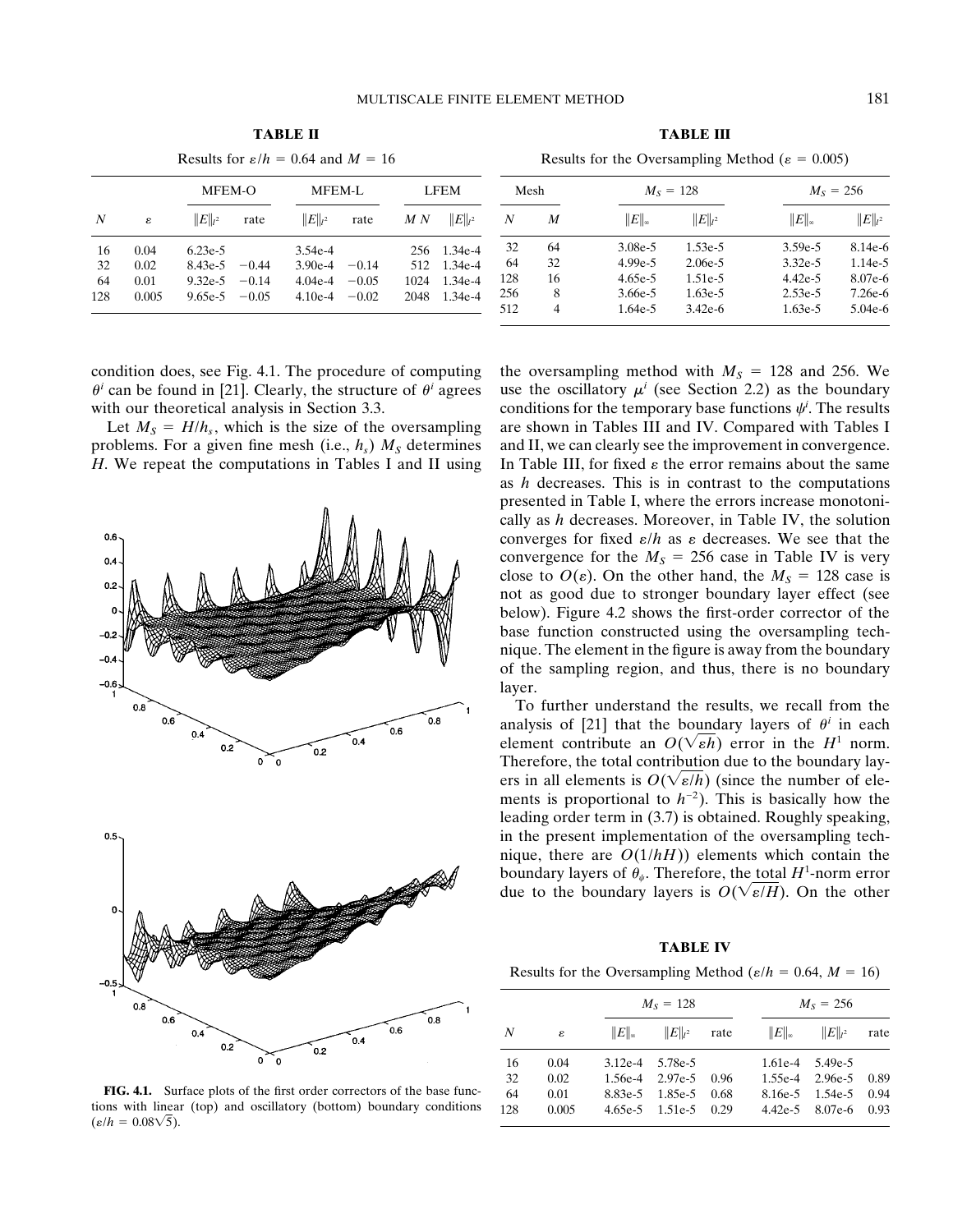**TABLE II**

Results for $\varepsilon/h = 0.64$ and $M = 16$

| | | MFEM-O | | MFEM-L | | LFEM | |
|---|---|---|---|---|---|---|---|
| $N$ | $\varepsilon$ | $\|E\|_{l^2}$ | rate | $\|E\|_{l^2}$ | rate | $M\,N$ | $\|E\|_{l^2}$ |
| 16 | 0.04 | 6.23e-5 | | 3.54e-4 | | 256 | 1.34e-4 |
| 32 | 0.02 | 8.43e-5 | −0.44 | 3.90e-4 | −0.14 | 512 | 1.34e-4 |
| 64 | 0.01 | 9.32e-5 | −0.14 | 4.04e-4 | −0.05 | 1024 | 1.34e-4 |
| 128 | 0.005 | 9.65e-5 | −0.05 | 4.10e-4 | −0.02 | 2048 | 1.34e-4 |

**TABLE III**

Results for the Oversampling Method ($\varepsilon = 0.005$)

| Mesh | | $M_S = 128$ | | $M_S = 256$ | |
|---|---|---|---|---|---|
| $N$ | $M$ | $\|E\|_\infty$ | $\|E\|_{l^2}$ | $\|E\|_\infty$ | $\|E\|_{l^2}$ |
| 32 | 64 | 3.08e-5 | 1.53e-5 | 3.59e-5 | 8.14e-6 |
| 64 | 32 | 4.99e-5 | 2.06e-5 | 3.32e-5 | 1.14e-5 |
| 128 | 16 | 4.65e-5 | 1.51e-5 | 4.42e-5 | 8.07e-6 |
| 256 | 8 | 3.66e-5 | 1.63e-5 | 2.53e-5 | 7.26e-6 |
| 512 | 4 | 1.64e-5 | 3.42e-6 | 1.63e-5 | 5.04e-6 |

condition does, see Fig. 4.1. The procedure of computing $\theta^i$ can be found in [21]. Clearly, the structure of $\theta^i$ agrees with our theoretical analysis in Section 3.3.

Let $M_S = H/h_s$, which is the size of the oversampling problems. For a given fine mesh (i.e., $h_s$) $M_S$ determines $H$. We repeat the computations in Tables I and II using the oversampling method with $M_S = 128$ and 256. We use the oscillatory $\mu^i$ (see Section 2.2) as the boundary conditions for the temporary base functions $\psi^i$. The results are shown in Tables III and IV. Compared with Tables I and II, we can clearly see the improvement in convergence. In Table III, for fixed $\varepsilon$ the error remains about the same as $h$ decreases. This is in contrast to the computations presented in Table I, where the errors increase monotonically as $h$ decreases. Moreover, in Table IV, the solution converges for fixed $\varepsilon/h$ as $\varepsilon$ decreases. We see that the convergence for the $M_S = 256$ case in Table IV is very close to $O(\varepsilon)$. On the other hand, the $M_S = 128$ case is not as good due to stronger boundary layer effect (see below). Figure 4.2 shows the first-order corrector of the base function constructed using the oversampling technique. The element in the figure is away from the boundary of the sampling region, and thus, there is no boundary layer.

**FIG. 4.1.** Surface plots of the first order correctors of the base functions with linear (top) and oscillatory (bottom) boundary conditions ($\varepsilon/h = 0.08\sqrt{5}$).

To further understand the results, we recall from the analysis of [21] that the boundary layers of $\theta^i$ in each element contribute an $O(\sqrt{\varepsilon h})$ error in the $H^1$ norm. Therefore, the total contribution due to the boundary layers in all elements is $O(\sqrt{\varepsilon/h})$ (since the number of elements is proportional to $h^{-2}$). This is basically how the leading order term in (3.7) is obtained. Roughly speaking, in the present implementation of the oversampling technique, there are $O(1/hH)$) elements which contain the boundary layers of $\theta_\psi$. Therefore, the total $H^1$-norm error due to the boundary layers is $O(\sqrt{\varepsilon/H})$. On the other

**TABLE IV**

Results for the Oversampling Method ($\varepsilon/h = 0.64$, $M = 16$)

| | | $M_S = 128$ | | | $M_S = 256$ | | |
|---|---|---|---|---|---|---|---|
| $N$ | $\varepsilon$ | $\|E\|_\infty$ | $\|E\|_{l^2}$ | rate | $\|E\|_\infty$ | $\|E\|_{l^2}$ | rate |
| 16 | 0.04 | 3.12e-4 | 5.78e-5 | | 1.61e-4 | 5.49e-5 | |
| 32 | 0.02 | 1.56e-4 | 2.97e-5 | 0.96 | 1.55e-4 | 2.96e-5 | 0.89 |
| 64 | 0.01 | 8.83e-5 | 1.85e-5 | 0.68 | 8.16e-5 | 1.54e-5 | 0.94 |
| 128 | 0.005 | 4.65e-5 | 1.51e-5 | 0.29 | 4.42e-5 | 8.07e-6 | 0.93 |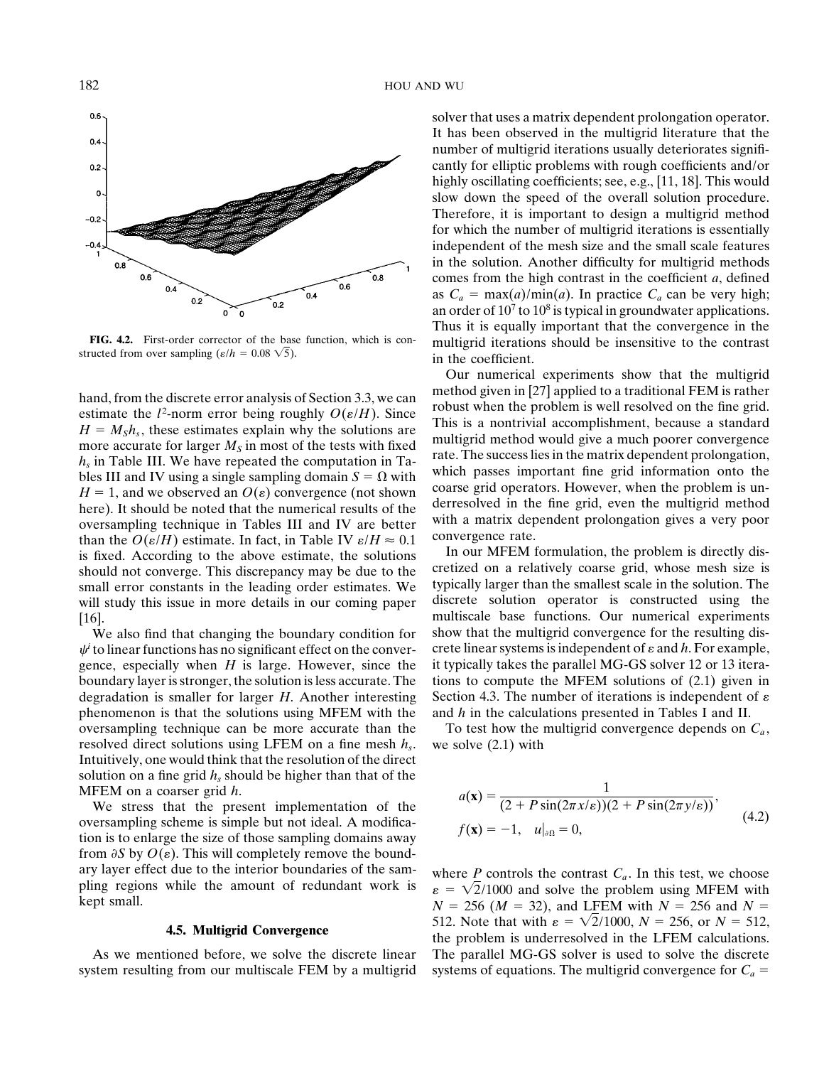FIG. 4.2. First-order corrector of the base function, which is constructed from over sampling ($\varepsilon/h = 0.08\sqrt{5}$).

hand, from the discrete error analysis of Section 3.3, we can estimate the $l^2$-norm error being roughly $O(\varepsilon/H)$. Since $H = M_S h_s$, these estimates explain why the solutions are more accurate for larger $M_S$ in most of the tests with fixed $h_s$ in Table III. We have repeated the computation in Tables III and IV using a single sampling domain $S = \Omega$ with $H = 1$, and we observed an $O(\varepsilon)$ convergence (not shown here). It should be noted that the numerical results of the oversampling technique in Tables III and IV are better than the $O(\varepsilon/H)$ estimate. In fact, in Table IV $\varepsilon/H \approx 0.1$ is fixed. According to the above estimate, the solutions should not converge. This discrepancy may be due to the small error constants in the leading order estimates. We will study this issue in more details in our coming paper [16].

We also find that changing the boundary condition for $\psi^j$ to linear functions has no significant effect on the convergence, especially when $H$ is large. However, since the boundary layer is stronger, the solution is less accurate. The degradation is smaller for larger $H$. Another interesting phenomenon is that the solutions using MFEM with the oversampling technique can be more accurate than the resolved direct solutions using LFEM on a fine mesh $h_s$. Intuitively, one would think that the resolution of the direct solution on a fine grid $h_s$ should be higher than that of the MFEM on a coarser grid $h$.

We stress that the present implementation of the oversampling scheme is simple but not ideal. A modification is to enlarge the size of those sampling domains away from $\partial S$ by $O(\varepsilon)$. This will completely remove the boundary layer effect due to the interior boundaries of the sampling regions while the amount of redundant work is kept small.

### 4.5. Multigrid Convergence

As we mentioned before, we solve the discrete linear system resulting from our multiscale FEM by a multigrid solver that uses a matrix dependent prolongation operator. It has been observed in the multigrid literature that the number of multigrid iterations usually deteriorates significantly for elliptic problems with rough coefficients and/or highly oscillating coefficients; see, e.g., [11, 18]. This would slow down the speed of the overall solution procedure. Therefore, it is important to design a multigrid method for which the number of multigrid iterations is essentially independent of the mesh size and the small scale features in the solution. Another difficulty for multigrid methods comes from the high contrast in the coefficient $a$, defined as $C_a = \max(a)/\min(a)$. In practice $C_a$ can be very high; an order of $10^7$ to $10^8$ is typical in groundwater applications. Thus it is equally important that the convergence in the multigrid iterations should be insensitive to the contrast in the coefficient.

Our numerical experiments show that the multigrid method given in [27] applied to a traditional FEM is rather robust when the problem is well resolved on the fine grid. This is a nontrivial accomplishment, because a standard multigrid method would give a much poorer convergence rate. The success lies in the matrix dependent prolongation, which passes important fine grid information onto the coarse grid operators. However, when the problem is underresolved in the fine grid, even the multigrid method with a matrix dependent prolongation gives a very poor convergence rate.

In our MFEM formulation, the problem is directly discretized on a relatively coarse grid, whose mesh size is typically larger than the smallest scale in the solution. The discrete solution operator is constructed using the multiscale base functions. Our numerical experiments show that the multigrid convergence for the resulting discrete linear systems is independent of $\varepsilon$ and $h$. For example, it typically takes the parallel MG-GS solver 12 or 13 iterations to compute the MFEM solutions of (2.1) given in Section 4.3. The number of iterations is independent of $\varepsilon$ and $h$ in the calculations presented in Tables I and II.

To test how the multigrid convergence depends on $C_a$, we solve (2.1) with

$$
\begin{aligned}
a(\mathbf{x}) &= \frac{1}{(2 + P\sin(2\pi x/\varepsilon))(2 + P\sin(2\pi y/\varepsilon))}, \\
f(\mathbf{x}) &= -1, \quad u|_{\partial\Omega} = 0,
\end{aligned}
\tag{4.2}
$$

where $P$ controls the contrast $C_a$. In this test, we choose $\varepsilon = \sqrt{2}/1000$ and solve the problem using MFEM with $N = 256$ ($M = 32$), and LFEM with $N = 256$ and $N = 512$. Note that with $\varepsilon = \sqrt{2}/1000$, $N = 256$, or $N = 512$, the problem is underresolved in the LFEM calculations. The parallel MG-GS solver is used to solve the discrete systems of equations. The multigrid convergence for $C_a =$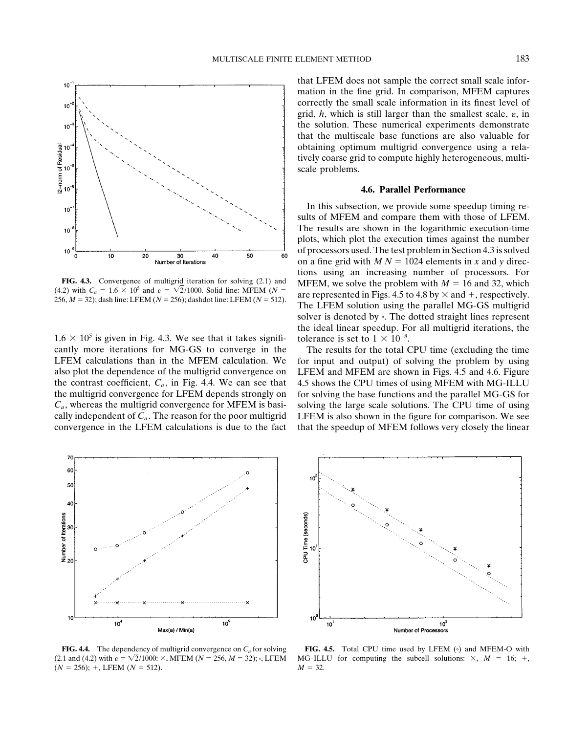FIG. 4.3. Convergence of multigrid iteration for solving (2.1) and (4.2) with $C_a = 1.6 \times 10^5$ and $\varepsilon = \sqrt{2}/1000$. Solid line: MFEM ($N = 256$, $M = 32$); dash line: LFEM ($N = 256$); dashdot line: LFEM ($N = 512$).

$1.6 \times 10^5$ is given in Fig. 4.3. We see that it takes significantly more iterations for MG-GS to converge in the LFEM calculations than in the MFEM calculation. We also plot the dependence of the multigrid convergence on the contrast coefficient, $C_a$, in Fig. 4.4. We can see that the multigrid convergence for LFEM depends strongly on $C_a$, whereas the multigrid convergence for MFEM is basically independent of $C_a$. The reason for the poor multigrid convergence in the LFEM calculations is due to the fact that LFEM does not sample the correct small scale information in the fine grid. In comparison, MFEM captures correctly the small scale information in its finest level of grid, $h$, which is still larger than the smallest scale, $\varepsilon$, in the solution. These numerical experiments demonstrate that the multiscale base functions are also valuable for obtaining optimum multigrid convergence using a relatively coarse grid to compute highly heterogeneous, multiscale problems.

### 4.6. Parallel Performance

In this subsection, we provide some speedup timing results of MFEM and compare them with those of LFEM. The results are shown in the logarithmic execution-time plots, which plot the execution times against the number of processors used. The test problem in Section 4.3 is solved on a fine grid with $M\,N = 1024$ elements in $x$ and $y$ directions using an increasing number of processors. For MFEM, we solve the problem with $M = 16$ and 32, which are represented in Figs. 4.5 to 4.8 by $\times$ and $+$, respectively. The LFEM solution using the parallel MG-GS multigrid solver is denoted by $\circ$. The dotted straight lines represent the ideal linear speedup. For all multigrid iterations, the tolerance is set to $1 \times 10^{-8}$.

The results for the total CPU time (excluding the time for input and output) of solving the problem by using LFEM and MFEM are shown in Figs. 4.5 and 4.6. Figure 4.5 shows the CPU times of using MFEM with MG-ILLU for solving the base functions and the parallel MG-GS for solving the large scale solutions. The CPU time of using LFEM is also shown in the figure for comparison. We see that the speedup of MFEM follows very closely the linear

FIG. 4.4. The dependency of multigrid convergence on $C_a$ for solving (2.1 and (4.2) with $\varepsilon = \sqrt{2}/1000$: $\times$, MFEM ($N = 256$, $M = 32$); $\circ$, LFEM ($N = 256$); $+$, LFEM ($N = 512$).

FIG. 4.5. Total CPU time used by LFEM ($\circ$) and MFEM-O with MG-ILLU for computing the subcell solutions: $\times$, $M = 16$; $+$, $M = 32$.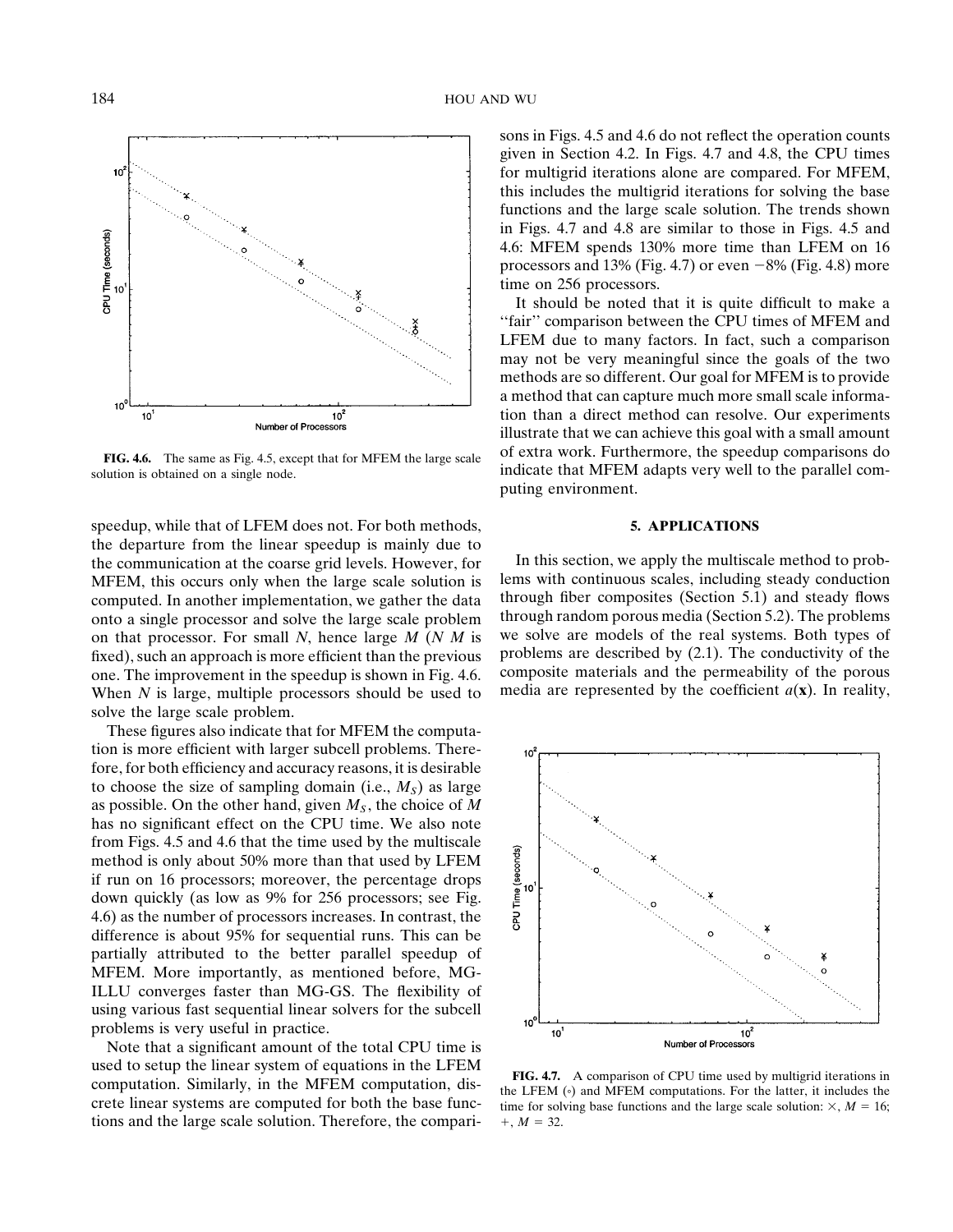**FIG. 4.6.** The same as Fig. 4.5, except that for MFEM the large scale solution is obtained on a single node.

speedup, while that of LFEM does not. For both methods, the departure from the linear speedup is mainly due to the communication at the coarse grid levels. However, for MFEM, this occurs only when the large scale solution is computed. In another implementation, we gather the data onto a single processor and solve the large scale problem on that processor. For small $N$, hence large $M$ ($N$ $M$ is fixed), such an approach is more efficient than the previous one. The improvement in the speedup is shown in Fig. 4.6. When $N$ is large, multiple processors should be used to solve the large scale problem.

These figures also indicate that for MFEM the computation is more efficient with larger subcell problems. Therefore, for both efficiency and accuracy reasons, it is desirable to choose the size of sampling domain (i.e., $M_S$) as large as possible. On the other hand, given $M_S$, the choice of $M$ has no significant effect on the CPU time. We also note from Figs. 4.5 and 4.6 that the time used by the multiscale method is only about 50% more than that used by LFEM if run on 16 processors; moreover, the percentage drops down quickly (as low as 9% for 256 processors; see Fig. 4.6) as the number of processors increases. In contrast, the difference is about 95% for sequential runs. This can be partially attributed to the better parallel speedup of MFEM. More importantly, as mentioned before, MG-ILLU converges faster than MG-GS. The flexibility of using various fast sequential linear solvers for the subcell problems is very useful in practice.

Note that a significant amount of the total CPU time is used to setup the linear system of equations in the LFEM computation. Similarly, in the MFEM computation, discrete linear systems are computed for both the base functions and the large scale solution. Therefore, the comparisons in Figs. 4.5 and 4.6 do not reflect the operation counts given in Section 4.2. In Figs. 4.7 and 4.8, the CPU times for multigrid iterations alone are compared. For MFEM, this includes the multigrid iterations for solving the base functions and the large scale solution. The trends shown in Figs. 4.7 and 4.8 are similar to those in Figs. 4.5 and 4.6: MFEM spends 130% more time than LFEM on 16 processors and 13% (Fig. 4.7) or even −8% (Fig. 4.8) more time on 256 processors.

It should be noted that it is quite difficult to make a "fair" comparison between the CPU times of MFEM and LFEM due to many factors. In fact, such a comparison may not be very meaningful since the goals of the two methods are so different. Our goal for MFEM is to provide a method that can capture much more small scale information than a direct method can resolve. Our experiments illustrate that we can achieve this goal with a small amount of extra work. Furthermore, the speedup comparisons do indicate that MFEM adapts very well to the parallel computing environment.

## 5. APPLICATIONS

In this section, we apply the multiscale method to problems with continuous scales, including steady conduction through fiber composites (Section 5.1) and steady flows through random porous media (Section 5.2). The problems we solve are models of the real systems. Both types of problems are described by (2.1). The conductivity of the composite materials and the permeability of the porous media are represented by the coefficient $a(\mathbf{x})$. In reality,

**FIG. 4.7.** A comparison of CPU time used by multigrid iterations in the LFEM (∘) and MFEM computations. For the latter, it includes the time for solving base functions and the large scale solution: ×, $M$ = 16; +, $M$ = 32.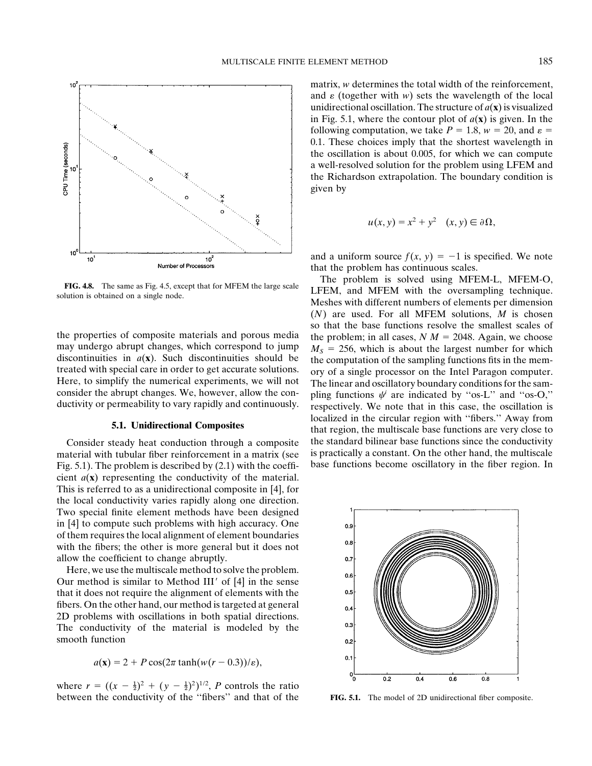FIG. 4.8. The same as Fig. 4.5, except that for MFEM the large scale solution is obtained on a single node.

the properties of composite materials and porous media may undergo abrupt changes, which correspond to jump discontinuities in $a(\mathbf{x})$. Such discontinuities should be treated with special care in order to get accurate solutions. Here, to simplify the numerical experiments, we will not consider the abrupt changes. We, however, allow the conductivity or permeability to vary rapidly and continuously.

### 5.1. Unidirectional Composites

Consider steady heat conduction through a composite material with tubular fiber reinforcement in a matrix (see Fig. 5.1). The problem is described by (2.1) with the coefficient $a(\mathbf{x})$ representing the conductivity of the material. This is referred to as a unidirectional composite in [4], for the local conductivity varies rapidly along one direction. Two special finite element methods have been designed in [4] to compute such problems with high accuracy. One of them requires the local alignment of element boundaries with the fibers; the other is more general but it does not allow the coefficient to change abruptly.

Here, we use the multiscale method to solve the problem. Our method is similar to Method III′ of [4] in the sense that it does not require the alignment of elements with the fibers. On the other hand, our method is targeted at general 2D problems with oscillations in both spatial directions. The conductivity of the material is modeled by the smooth function

$$a(\mathbf{x}) = 2 + P\cos(2\pi \tanh(w(r - 0.3))/\varepsilon),$$

where $r = ((x - \frac{1}{2})^2 + (y - \frac{1}{2})^2)^{1/2}$, $P$ controls the ratio between the conductivity of the "fibers" and that of the matrix, $w$ determines the total width of the reinforcement, and $\varepsilon$ (together with $w$) sets the wavelength of the local unidirectional oscillation. The structure of $a(\mathbf{x})$ is visualized in Fig. 5.1, where the contour plot of $a(\mathbf{x})$ is given. In the following computation, we take $P = 1.8$, $w = 20$, and $\varepsilon = 0.1$. These choices imply that the shortest wavelength in the oscillation is about 0.005, for which we can compute a well-resolved solution for the problem using LFEM and the Richardson extrapolation. The boundary condition is given by

$$u(x, y) = x^2 + y^2 \quad (x, y) \in \partial\Omega,$$

and a uniform source $f(x, y) = -1$ is specified. We note that the problem has continuous scales.

The problem is solved using MFEM-L, MFEM-O, LFEM, and MFEM with the oversampling technique. Meshes with different numbers of elements per dimension ($N$) are used. For all MFEM solutions, $M$ is chosen so that the base functions resolve the smallest scales of the problem; in all cases, $N\,M = 2048$. Again, we choose $M_S = 256$, which is about the largest number for which the computation of the sampling functions fits in the memory of a single processor on the Intel Paragon computer. The linear and oscillatory boundary conditions for the sampling functions $\psi^j$ are indicated by "os-L" and "os-O," respectively. We note that in this case, the oscillation is localized in the circular region with "fibers." Away from that region, the multiscale base functions are very close to the standard bilinear base functions since the conductivity is practically a constant. On the other hand, the multiscale base functions become oscillatory in the fiber region. In

FIG. 5.1. The model of 2D unidirectional fiber composite.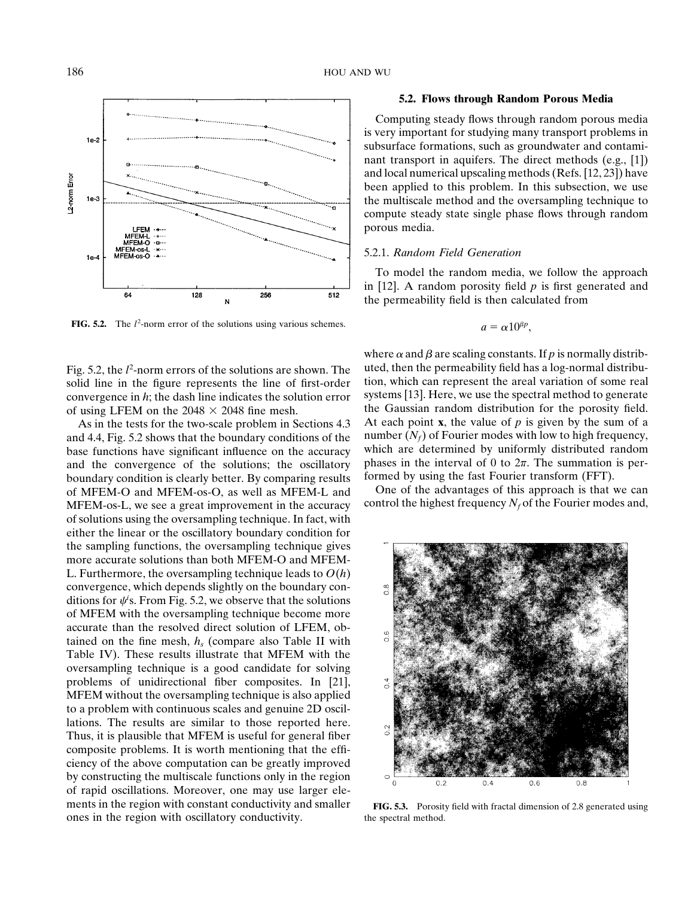FIG. 5.2. The $l^2$-norm error of the solutions using various schemes.

Fig. 5.2, the $l^2$-norm errors of the solutions are shown. The solid line in the figure represents the line of first-order convergence in $h$; the dash line indicates the solution error of using LFEM on the $2048 \times 2048$ fine mesh.

As in the tests for the two-scale problem in Sections 4.3 and 4.4, Fig. 5.2 shows that the boundary conditions of the base functions have significant influence on the accuracy and the convergence of the solutions; the oscillatory boundary condition is clearly better. By comparing results of MFEM-O and MFEM-os-O, as well as MFEM-L and MFEM-os-L, we see a great improvement in the accuracy of solutions using the oversampling technique. In fact, with either the linear or the oscillatory boundary condition for the sampling functions, the oversampling technique gives more accurate solutions than both MFEM-O and MFEM-L. Furthermore, the oversampling technique leads to $O(h)$ convergence, which depends slightly on the boundary conditions for $\psi^j$s. From Fig. 5.2, we observe that the solutions of MFEM with the oversampling technique become more accurate than the resolved direct solution of LFEM, obtained on the fine mesh, $h_s$ (compare also Table II with Table IV). These results illustrate that MFEM with the oversampling technique is a good candidate for solving problems of unidirectional fiber composites. In [21], MFEM without the oversampling technique is also applied to a problem with continuous scales and genuine 2D oscillations. The results are similar to those reported here. Thus, it is plausible that MFEM is useful for general fiber composite problems. It is worth mentioning that the efficiency of the above computation can be greatly improved by constructing the multiscale functions only in the region of rapid oscillations. Moreover, one may use larger elements in the region with constant conductivity and smaller ones in the region with oscillatory conductivity.

### 5.2. Flows through Random Porous Media

Computing steady flows through random porous media is very important for studying many transport problems in subsurface formations, such as groundwater and contaminant transport in aquifers. The direct methods (e.g., [1]) and local numerical upscaling methods (Refs. [12, 23]) have been applied to this problem. In this subsection, we use the multiscale method and the oversampling technique to compute steady state single phase flows through random porous media.

#### 5.2.1. *Random Field Generation*

To model the random media, we follow the approach in [12]. A random porosity field $p$ is first generated and the permeability field is then calculated from

$$a = \alpha 10^{\beta p},$$

where $\alpha$ and $\beta$ are scaling constants. If $p$ is normally distributed, then the permeability field has a log-normal distribution, which can represent the areal variation of some real systems [13]. Here, we use the spectral method to generate the Gaussian random distribution for the porosity field. At each point $\mathbf{x}$, the value of $p$ is given by the sum of a number ($N_f$) of Fourier modes with low to high frequency, which are determined by uniformly distributed random phases in the interval of 0 to $2\pi$. The summation is performed by using the fast Fourier transform (FFT).

One of the advantages of this approach is that we can control the highest frequency $N_f$ of the Fourier modes and,

FIG. 5.3. Porosity field with fractal dimension of 2.8 generated using the spectral method.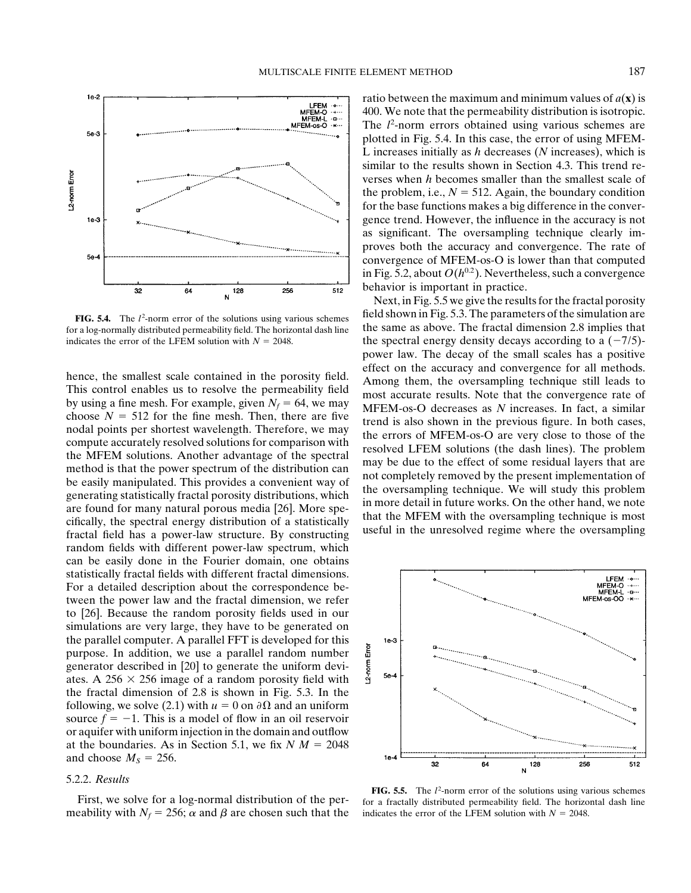**FIG. 5.4.** The $l^2$-norm error of the solutions using various schemes for a log-normally distributed permeability field. The horizontal dash line indicates the error of the LFEM solution with $N = 2048$.

hence, the smallest scale contained in the porosity field. This control enables us to resolve the permeability field by using a fine mesh. For example, given $N_f = 64$, we may choose $N = 512$ for the fine mesh. Then, there are five nodal points per shortest wavelength. Therefore, we may compute accurately resolved solutions for comparison with the MFEM solutions. Another advantage of the spectral method is that the power spectrum of the distribution can be easily manipulated. This provides a convenient way of generating statistically fractal porosity distributions, which are found for many natural porous media [26]. More specifically, the spectral energy distribution of a statistically fractal field has a power-law structure. By constructing random fields with different power-law spectrum, which can be easily done in the Fourier domain, one obtains statistically fractal fields with different fractal dimensions. For a detailed description about the correspondence between the power law and the fractal dimension, we refer to [26]. Because the random porosity fields used in our simulations are very large, they have to be generated on the parallel computer. A parallel FFT is developed for this purpose. In addition, we use a parallel random number generator described in [20] to generate the uniform deviates. A $256 \times 256$ image of a random porosity field with the fractal dimension of 2.8 is shown in Fig. 5.3. In the following, we solve (2.1) with $u = 0$ on $\partial\Omega$ and an uniform source $f = -1$. This is a model of flow in an oil reservoir or aquifer with uniform injection in the domain and outflow at the boundaries. As in Section 5.1, we fix $N\ M = 2048$ and choose $M_S = 256$.

### 5.2.2. *Results*

First, we solve for a log-normal distribution of the permeability with $N_f = 256$; $\alpha$ and $\beta$ are chosen such that the ratio between the maximum and minimum values of $a(\mathbf{x})$ is 400. We note that the permeability distribution is isotropic. The $l^2$-norm errors obtained using various schemes are plotted in Fig. 5.4. In this case, the error of using MFEM-L increases initially as $h$ decreases ($N$ increases), which is similar to the results shown in Section 4.3. This trend reverses when $h$ becomes smaller than the smallest scale of the problem, i.e., $N = 512$. Again, the boundary condition for the base functions makes a big difference in the convergence trend. However, the influence in the accuracy is not as significant. The oversampling technique clearly improves both the accuracy and convergence. The rate of convergence of MFEM-os-O is lower than that computed in Fig. 5.2, about $O(h^{0.2})$. Nevertheless, such a convergence behavior is important in practice.

Next, in Fig. 5.5 we give the results for the fractal porosity field shown in Fig. 5.3. The parameters of the simulation are the same as above. The fractal dimension 2.8 implies that the spectral energy density decays according to a $(-7/5)$-power law. The decay of the small scales has a positive effect on the accuracy and convergence for all methods. Among them, the oversampling technique still leads to most accurate results. Note that the convergence rate of MFEM-os-O decreases as $N$ increases. In fact, a similar trend is also shown in the previous figure. In both cases, the errors of MFEM-os-O are very close to those of the resolved LFEM solutions (the dash lines). The problem may be due to the effect of some residual layers that are not completely removed by the present implementation of the oversampling technique. We will study this problem in more detail in future works. On the other hand, we note that the MFEM with the oversampling technique is most useful in the unresolved regime where the oversampling

**FIG. 5.5.** The $l^2$-norm error of the solutions using various schemes for a fractally distributed permeability field. The horizontal dash line indicates the error of the LFEM solution with $N = 2048$.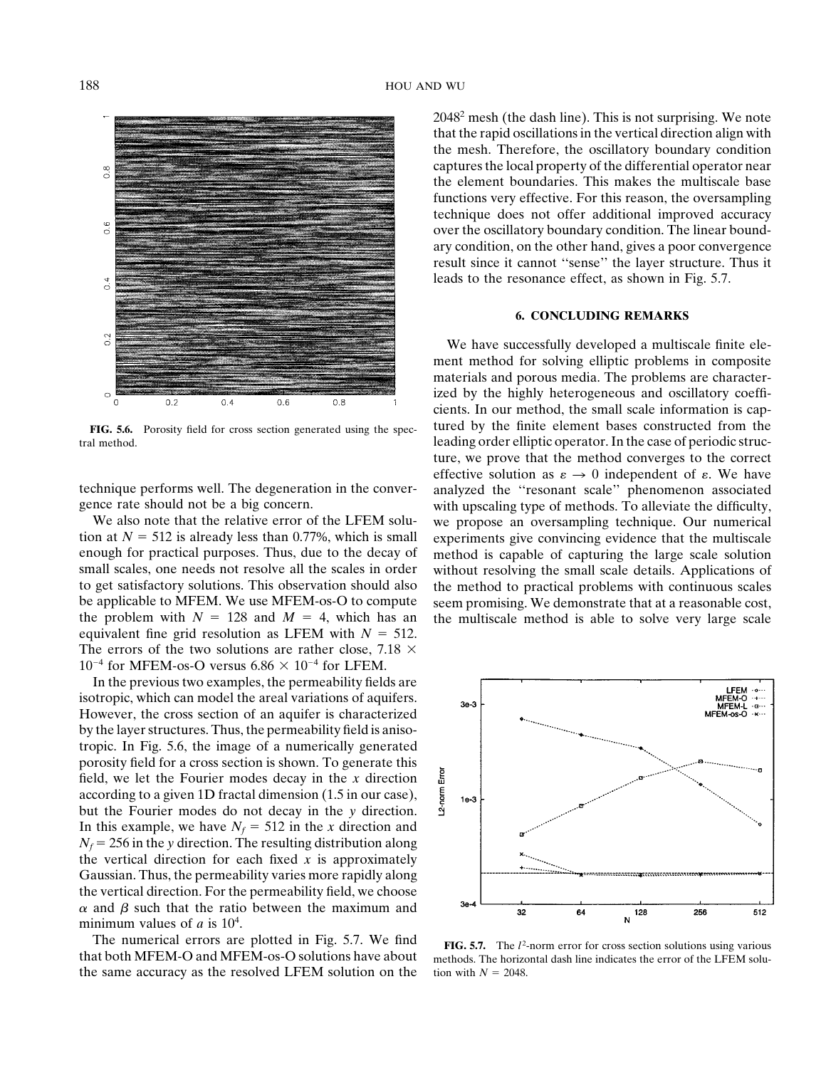FIG. 5.6. Porosity field for cross section generated using the spectral method.

technique performs well. The degeneration in the convergence rate should not be a big concern.

We also note that the relative error of the LFEM solution at $N = 512$ is already less than 0.77%, which is small enough for practical purposes. Thus, due to the decay of small scales, one needs not resolve all the scales in order to get satisfactory solutions. This observation should also be applicable to MFEM. We use MFEM-os-O to compute the problem with $N = 128$ and $M = 4$, which has an equivalent fine grid resolution as LFEM with $N = 512$. The errors of the two solutions are rather close, $7.18 \times 10^{-4}$ for MFEM-os-O versus $6.86 \times 10^{-4}$ for LFEM.

In the previous two examples, the permeability fields are isotropic, which can model the areal variations of aquifers. However, the cross section of an aquifer is characterized by the layer structures. Thus, the permeability field is anisotropic. In Fig. 5.6, the image of a numerically generated porosity field for a cross section is shown. To generate this field, we let the Fourier modes decay in the $x$ direction according to a given 1D fractal dimension (1.5 in our case), but the Fourier modes do not decay in the $y$ direction. In this example, we have $N_f = 512$ in the $x$ direction and $N_f = 256$ in the $y$ direction. The resulting distribution along the vertical direction for each fixed $x$ is approximately Gaussian. Thus, the permeability varies more rapidly along the vertical direction. For the permeability field, we choose $\alpha$ and $\beta$ such that the ratio between the maximum and minimum values of $a$ is $10^4$.

The numerical errors are plotted in Fig. 5.7. We find that both MFEM-O and MFEM-os-O solutions have about the same accuracy as the resolved LFEM solution on the $2048^2$ mesh (the dash line). This is not surprising. We note that the rapid oscillations in the vertical direction align with the mesh. Therefore, the oscillatory boundary condition captures the local property of the differential operator near the element boundaries. This makes the multiscale base functions very effective. For this reason, the oversampling technique does not offer additional improved accuracy over the oscillatory boundary condition. The linear boundary condition, on the other hand, gives a poor convergence result since it cannot "sense" the layer structure. Thus it leads to the resonance effect, as shown in Fig. 5.7.

## 6. CONCLUDING REMARKS

We have successfully developed a multiscale finite element method for solving elliptic problems in composite materials and porous media. The problems are characterized by the highly heterogeneous and oscillatory coefficients. In our method, the small scale information is captured by the finite element bases constructed from the leading order elliptic operator. In the case of periodic structure, we prove that the method converges to the correct effective solution as $\varepsilon \to 0$ independent of $\varepsilon$. We have analyzed the "resonant scale" phenomenon associated with upscaling type of methods. To alleviate the difficulty, we propose an oversampling technique. Our numerical experiments give convincing evidence that the multiscale method is capable of capturing the large scale solution without resolving the small scale details. Applications of the method to practical problems with continuous scales seem promising. We demonstrate that at a reasonable cost, the multiscale method is able to solve very large scale

FIG. 5.7. The $l^2$-norm error for cross section solutions using various methods. The horizontal dash line indicates the error of the LFEM solution with $N = 2048$.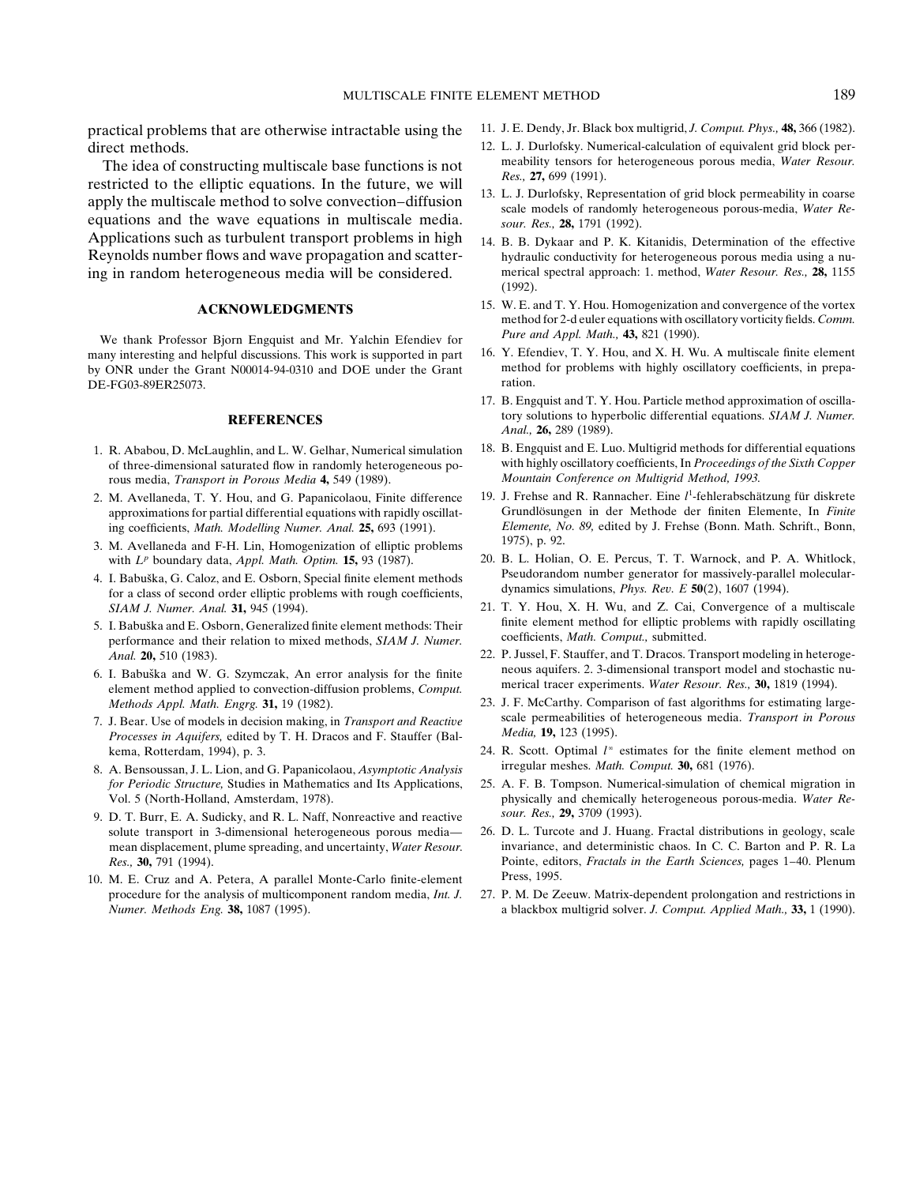practical problems that are otherwise intractable using the direct methods.

The idea of constructing multiscale base functions is not restricted to the elliptic equations. In the future, we will apply the multiscale method to solve convection–diffusion equations and the wave equations in multiscale media. Applications such as turbulent transport problems in high Reynolds number flows and wave propagation and scattering in random heterogeneous media will be considered.

## ACKNOWLEDGMENTS

We thank Professor Bjorn Engquist and Mr. Yalchin Efendiev for many interesting and helpful discussions. This work is supported in part by ONR under the Grant N00014-94-0310 and DOE under the Grant DE-FG03-89ER25073.

## REFERENCES

1. R. Ababou, D. McLaughlin, and L. W. Gelhar, Numerical simulation of three-dimensional saturated flow in randomly heterogeneous porous media, *Transport in Porous Media* **4,** 549 (1989).
2. M. Avellaneda, T. Y. Hou, and G. Papanicolaou, Finite difference approximations for partial differential equations with rapidly oscillating coefficients, *Math. Modelling Numer. Anal.* **25,** 693 (1991).
3. M. Avellaneda and F-H. Lin, Homogenization of elliptic problems with $L^p$ boundary data, *Appl. Math. Optim.* **15,** 93 (1987).
4. I. Babuška, G. Caloz, and E. Osborn, Special finite element methods for a class of second order elliptic problems with rough coefficients, *SIAM J. Numer. Anal.* **31,** 945 (1994).
5. I. Babuška and E. Osborn, Generalized finite element methods: Their performance and their relation to mixed methods, *SIAM J. Numer. Anal.* **20,** 510 (1983).
6. I. Babuška and W. G. Szymczak, An error analysis for the finite element method applied to convection-diffusion problems, *Comput. Methods Appl. Math. Engrg.* **31,** 19 (1982).
7. J. Bear. Use of models in decision making, in *Transport and Reactive Processes in Aquifers,* edited by T. H. Dracos and F. Stauffer (Balkema, Rotterdam, 1994), p. 3.
8. A. Bensoussan, J. L. Lion, and G. Papanicolaou, *Asymptotic Analysis for Periodic Structure,* Studies in Mathematics and Its Applications, Vol. 5 (North-Holland, Amsterdam, 1978).
9. D. T. Burr, E. A. Sudicky, and R. L. Naff, Nonreactive and reactive solute transport in 3-dimensional heterogeneous porous media—mean displacement, plume spreading, and uncertainty, *Water Resour. Res.,* **30,** 791 (1994).
10. M. E. Cruz and A. Petera, A parallel Monte-Carlo finite-element procedure for the analysis of multicomponent random media, *Int. J. Numer. Methods Eng.* **38,** 1087 (1995).
11. J. E. Dendy, Jr. Black box multigrid, *J. Comput. Phys.,* **48,** 366 (1982).
12. L. J. Durlofsky. Numerical-calculation of equivalent grid block permeability tensors for heterogeneous porous media, *Water Resour. Res.,* **27,** 699 (1991).
13. L. J. Durlofsky, Representation of grid block permeability in coarse scale models of randomly heterogeneous porous-media, *Water Resour. Res.,* **28,** 1791 (1992).
14. B. B. Dykaar and P. K. Kitanidis, Determination of the effective hydraulic conductivity for heterogeneous porous media using a numerical spectral approach: 1. method, *Water Resour. Res.,* **28,** 1155 (1992).
15. W. E. and T. Y. Hou. Homogenization and convergence of the vortex method for 2-d euler equations with oscillatory vorticity fields. *Comm. Pure and Appl. Math.,* **43,** 821 (1990).
16. Y. Efendiev, T. Y. Hou, and X. H. Wu. A multiscale finite element method for problems with highly oscillatory coefficients, in preparation.
17. B. Engquist and T. Y. Hou. Particle method approximation of oscillatory solutions to hyperbolic differential equations. *SIAM J. Numer. Anal.,* **26,** 289 (1989).
18. B. Engquist and E. Luo. Multigrid methods for differential equations with highly oscillatory coefficients, In *Proceedings of the Sixth Copper Mountain Conference on Multigrid Method, 1993.*
19. J. Frehse and R. Rannacher. Eine $l^1$-fehlerabschätzung für diskrete Grundlösungen in der Methode der finiten Elemente, In *Finite Elemente, No. 89,* edited by J. Frehse (Bonn. Math. Schrift., Bonn, 1975), p. 92.
20. B. L. Holian, O. E. Percus, T. T. Warnock, and P. A. Whitlock, Pseudorandom number generator for massively-parallel molecular-dynamics simulations, *Phys. Rev. E* **50**(2), 1607 (1994).
21. T. Y. Hou, X. H. Wu, and Z. Cai, Convergence of a multiscale finite element method for elliptic problems with rapidly oscillating coefficients, *Math. Comput.,* submitted.
22. P. Jussel, F. Stauffer, and T. Dracos. Transport modeling in heterogeneous aquifers. 2. 3-dimensional transport model and stochastic numerical tracer experiments. *Water Resour. Res.,* **30,** 1819 (1994).
23. J. F. McCarthy. Comparison of fast algorithms for estimating large-scale permeabilities of heterogeneous media. *Transport in Porous Media,* **19,** 123 (1995).
24. R. Scott. Optimal $l^\infty$ estimates for the finite element method on irregular meshes. *Math. Comput.* **30,** 681 (1976).
25. A. F. B. Tompson. Numerical-simulation of chemical migration in physically and chemically heterogeneous porous-media. *Water Resour. Res.,* **29,** 3709 (1993).
26. D. L. Turcote and J. Huang. Fractal distributions in geology, scale invariance, and deterministic chaos. In C. C. Barton and P. R. La Pointe, editors, *Fractals in the Earth Sciences,* pages 1–40. Plenum Press, 1995.
27. P. M. De Zeeuw. Matrix-dependent prolongation and restrictions in a blackbox multigrid solver. *J. Comput. Applied Math.,* **33,** 1 (1990).